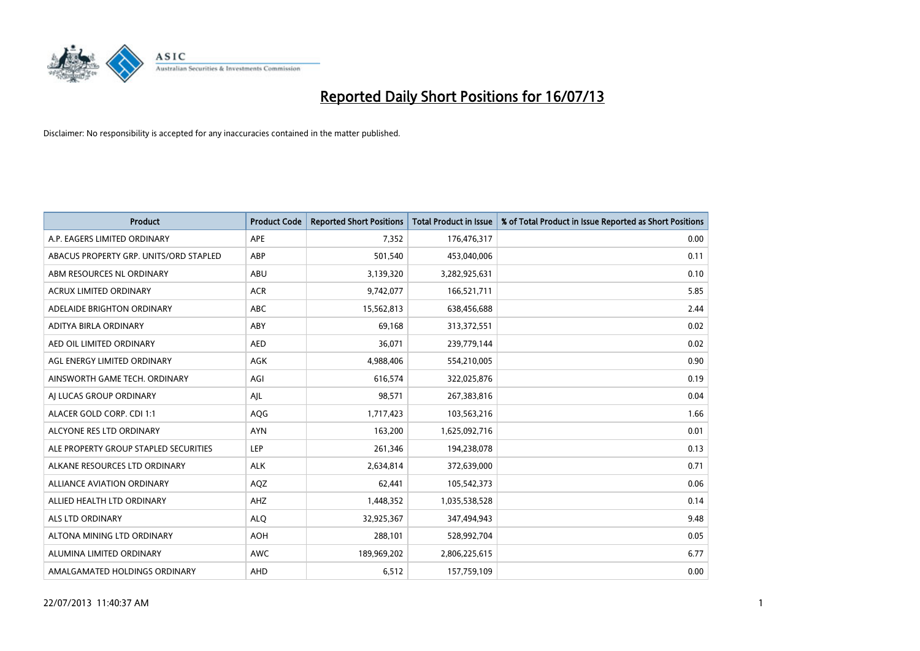# Reported Daily Short Positions for 16/07/13

Disclaimer: No responsibility is accepted for any inaccuracies contained in the matter published.

| Product | Product Code | Reported Short Positions | Total Product in Issue | % of Total Product in Issue Reported as Short Positions |
|---|---|---|---|---|
| A.P. EAGERS LIMITED ORDINARY | APE | 7,352 | 176,476,317 | 0.00 |
| ABACUS PROPERTY GRP. UNITS/ORD STAPLED | ABP | 501,540 | 453,040,006 | 0.11 |
| ABM RESOURCES NL ORDINARY | ABU | 3,139,320 | 3,282,925,631 | 0.10 |
| ACRUX LIMITED ORDINARY | ACR | 9,742,077 | 166,521,711 | 5.85 |
| ADELAIDE BRIGHTON ORDINARY | ABC | 15,562,813 | 638,456,688 | 2.44 |
| ADITYA BIRLA ORDINARY | ABY | 69,168 | 313,372,551 | 0.02 |
| AED OIL LIMITED ORDINARY | AED | 36,071 | 239,779,144 | 0.02 |
| AGL ENERGY LIMITED ORDINARY | AGK | 4,988,406 | 554,210,005 | 0.90 |
| AINSWORTH GAME TECH. ORDINARY | AGI | 616,574 | 322,025,876 | 0.19 |
| AJ LUCAS GROUP ORDINARY | AJL | 98,571 | 267,383,816 | 0.04 |
| ALACER GOLD CORP. CDI 1:1 | AQG | 1,717,423 | 103,563,216 | 1.66 |
| ALCYONE RES LTD ORDINARY | AYN | 163,200 | 1,625,092,716 | 0.01 |
| ALE PROPERTY GROUP STAPLED SECURITIES | LEP | 261,346 | 194,238,078 | 0.13 |
| ALKANE RESOURCES LTD ORDINARY | ALK | 2,634,814 | 372,639,000 | 0.71 |
| ALLIANCE AVIATION ORDINARY | AQZ | 62,441 | 105,542,373 | 0.06 |
| ALLIED HEALTH LTD ORDINARY | AHZ | 1,448,352 | 1,035,538,528 | 0.14 |
| ALS LTD ORDINARY | ALQ | 32,925,367 | 347,494,943 | 9.48 |
| ALTONA MINING LTD ORDINARY | AOH | 288,101 | 528,992,704 | 0.05 |
| ALUMINA LIMITED ORDINARY | AWC | 189,969,202 | 2,806,225,615 | 6.77 |
| AMALGAMATED HOLDINGS ORDINARY | AHD | 6,512 | 157,759,109 | 0.00 |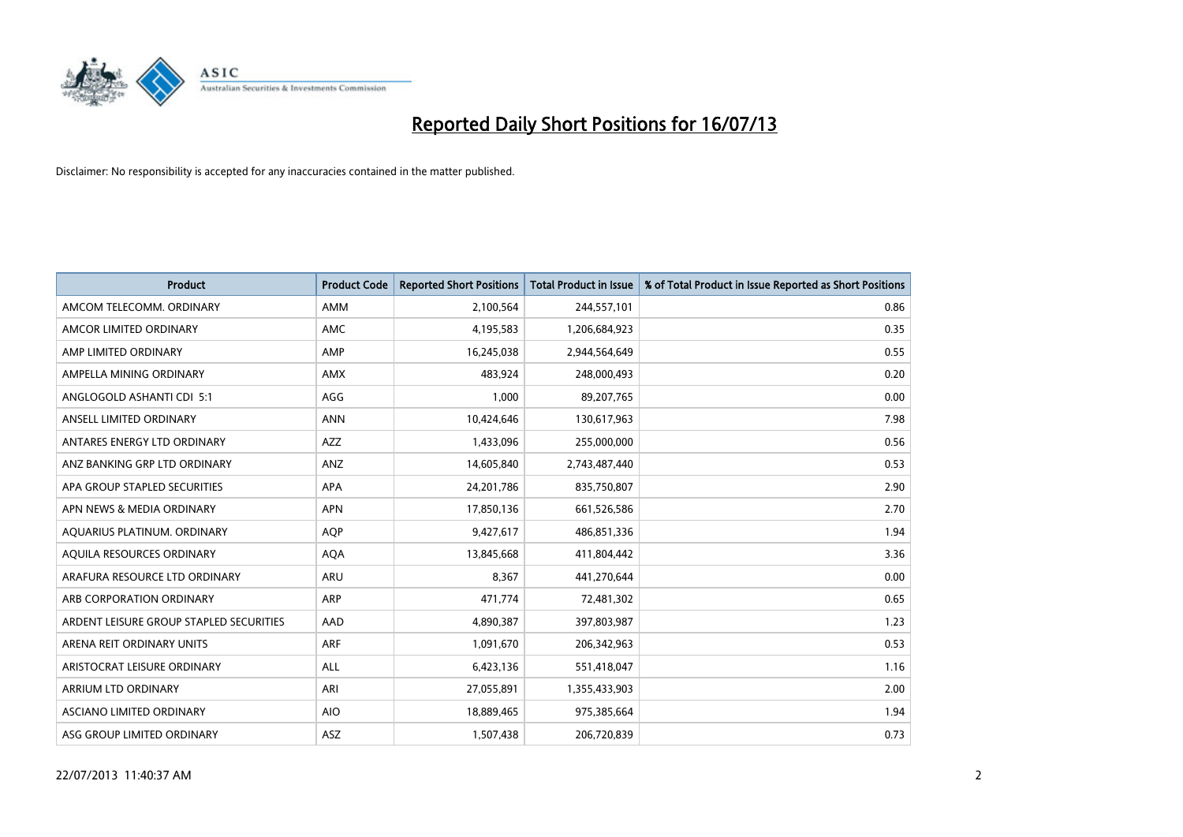# Reported Daily Short Positions for 16/07/13

Disclaimer: No responsibility is accepted for any inaccuracies contained in the matter published.

| Product | Product Code | Reported Short Positions | Total Product in Issue | % of Total Product in Issue Reported as Short Positions |
|---|---|---|---|---|
| AMCOM TELECOMM. ORDINARY | AMM | 2,100,564 | 244,557,101 | 0.86 |
| AMCOR LIMITED ORDINARY | AMC | 4,195,583 | 1,206,684,923 | 0.35 |
| AMP LIMITED ORDINARY | AMP | 16,245,038 | 2,944,564,649 | 0.55 |
| AMPELLA MINING ORDINARY | AMX | 483,924 | 248,000,493 | 0.20 |
| ANGLOGOLD ASHANTI CDI 5:1 | AGG | 1,000 | 89,207,765 | 0.00 |
| ANSELL LIMITED ORDINARY | ANN | 10,424,646 | 130,617,963 | 7.98 |
| ANTARES ENERGY LTD ORDINARY | AZZ | 1,433,096 | 255,000,000 | 0.56 |
| ANZ BANKING GRP LTD ORDINARY | ANZ | 14,605,840 | 2,743,487,440 | 0.53 |
| APA GROUP STAPLED SECURITIES | APA | 24,201,786 | 835,750,807 | 2.90 |
| APN NEWS & MEDIA ORDINARY | APN | 17,850,136 | 661,526,586 | 2.70 |
| AQUARIUS PLATINUM. ORDINARY | AQP | 9,427,617 | 486,851,336 | 1.94 |
| AQUILA RESOURCES ORDINARY | AQA | 13,845,668 | 411,804,442 | 3.36 |
| ARAFURA RESOURCE LTD ORDINARY | ARU | 8,367 | 441,270,644 | 0.00 |
| ARB CORPORATION ORDINARY | ARP | 471,774 | 72,481,302 | 0.65 |
| ARDENT LEISURE GROUP STAPLED SECURITIES | AAD | 4,890,387 | 397,803,987 | 1.23 |
| ARENA REIT ORDINARY UNITS | ARF | 1,091,670 | 206,342,963 | 0.53 |
| ARISTOCRAT LEISURE ORDINARY | ALL | 6,423,136 | 551,418,047 | 1.16 |
| ARRIUM LTD ORDINARY | ARI | 27,055,891 | 1,355,433,903 | 2.00 |
| ASCIANO LIMITED ORDINARY | AIO | 18,889,465 | 975,385,664 | 1.94 |
| ASG GROUP LIMITED ORDINARY | ASZ | 1,507,438 | 206,720,839 | 0.73 |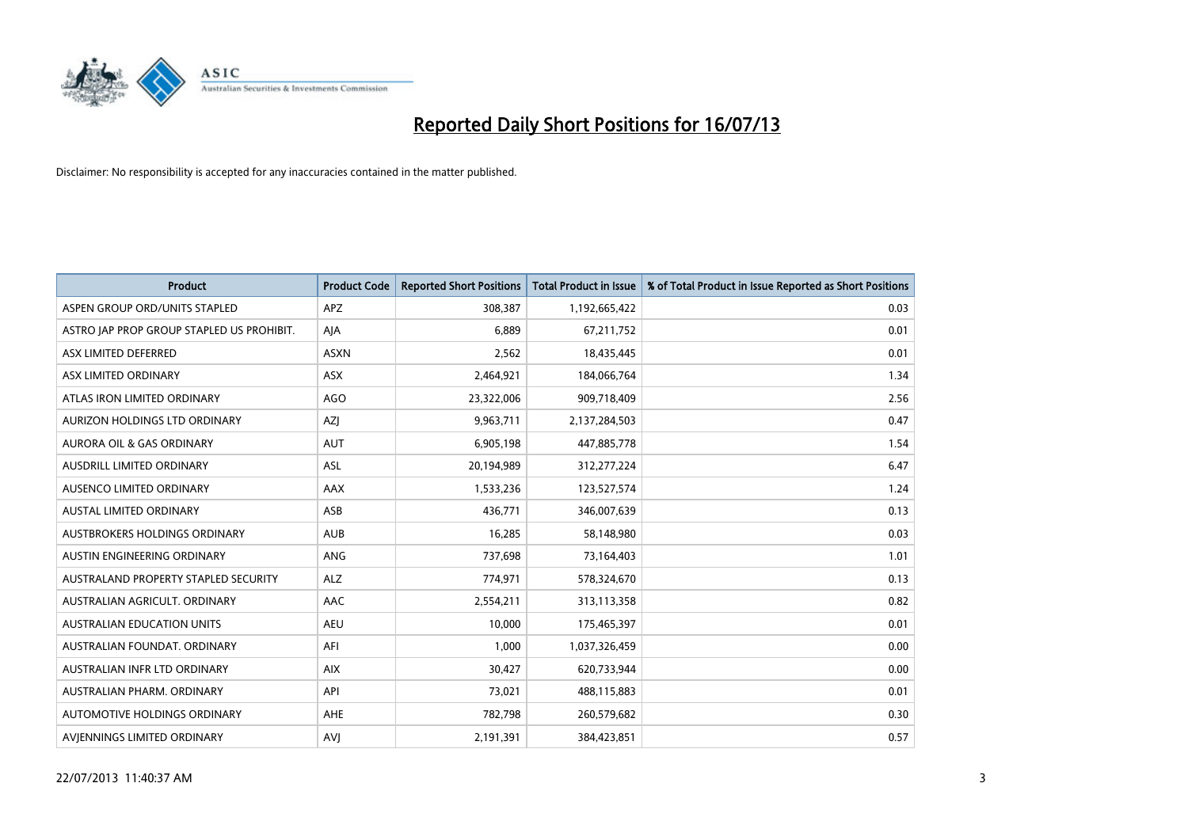# Reported Daily Short Positions for 16/07/13

Disclaimer: No responsibility is accepted for any inaccuracies contained in the matter published.

| Product | Product Code | Reported Short Positions | Total Product in Issue | % of Total Product in Issue Reported as Short Positions |
|---|---|---|---|---|
| ASPEN GROUP ORD/UNITS STAPLED | APZ | 308,387 | 1,192,665,422 | 0.03 |
| ASTRO JAP PROP GROUP STAPLED US PROHIBIT. | AJA | 6,889 | 67,211,752 | 0.01 |
| ASX LIMITED DEFERRED | ASXN | 2,562 | 18,435,445 | 0.01 |
| ASX LIMITED ORDINARY | ASX | 2,464,921 | 184,066,764 | 1.34 |
| ATLAS IRON LIMITED ORDINARY | AGO | 23,322,006 | 909,718,409 | 2.56 |
| AURIZON HOLDINGS LTD ORDINARY | AZJ | 9,963,711 | 2,137,284,503 | 0.47 |
| AURORA OIL & GAS ORDINARY | AUT | 6,905,198 | 447,885,778 | 1.54 |
| AUSDRILL LIMITED ORDINARY | ASL | 20,194,989 | 312,277,224 | 6.47 |
| AUSENCO LIMITED ORDINARY | AAX | 1,533,236 | 123,527,574 | 1.24 |
| AUSTAL LIMITED ORDINARY | ASB | 436,771 | 346,007,639 | 0.13 |
| AUSTBROKERS HOLDINGS ORDINARY | AUB | 16,285 | 58,148,980 | 0.03 |
| AUSTIN ENGINEERING ORDINARY | ANG | 737,698 | 73,164,403 | 1.01 |
| AUSTRALAND PROPERTY STAPLED SECURITY | ALZ | 774,971 | 578,324,670 | 0.13 |
| AUSTRALIAN AGRICULT. ORDINARY | AAC | 2,554,211 | 313,113,358 | 0.82 |
| AUSTRALIAN EDUCATION UNITS | AEU | 10,000 | 175,465,397 | 0.01 |
| AUSTRALIAN FOUNDAT. ORDINARY | AFI | 1,000 | 1,037,326,459 | 0.00 |
| AUSTRALIAN INFR LTD ORDINARY | AIX | 30,427 | 620,733,944 | 0.00 |
| AUSTRALIAN PHARM. ORDINARY | API | 73,021 | 488,115,883 | 0.01 |
| AUTOMOTIVE HOLDINGS ORDINARY | AHE | 782,798 | 260,579,682 | 0.30 |
| AVJENNINGS LIMITED ORDINARY | AVJ | 2,191,391 | 384,423,851 | 0.57 |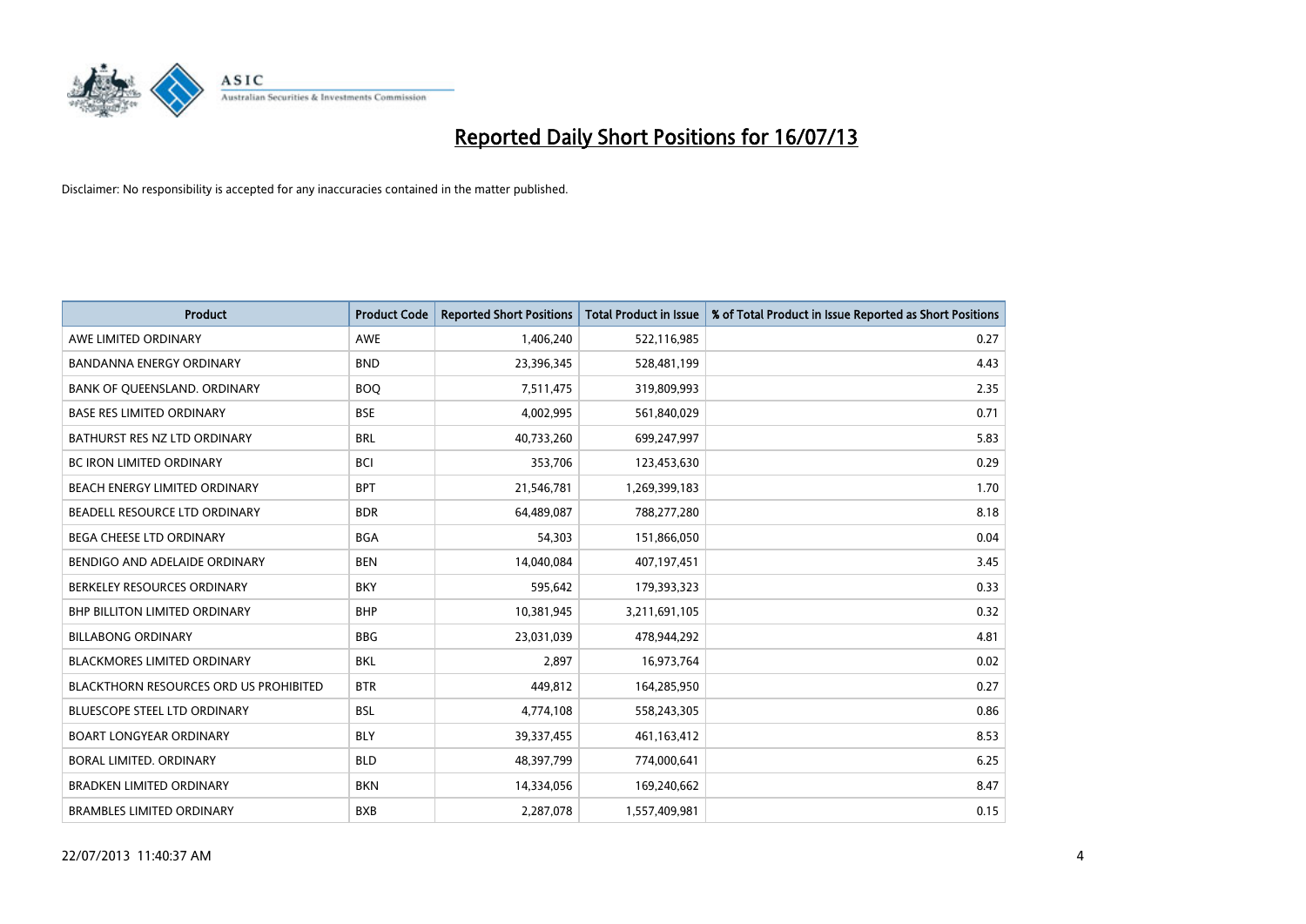# Reported Daily Short Positions for 16/07/13

Disclaimer: No responsibility is accepted for any inaccuracies contained in the matter published.

| Product | Product Code | Reported Short Positions | Total Product in Issue | % of Total Product in Issue Reported as Short Positions |
|---|---|---|---|---|
| AWE LIMITED ORDINARY | AWE | 1,406,240 | 522,116,985 | 0.27 |
| BANDANNA ENERGY ORDINARY | BND | 23,396,345 | 528,481,199 | 4.43 |
| BANK OF QUEENSLAND. ORDINARY | BOQ | 7,511,475 | 319,809,993 | 2.35 |
| BASE RES LIMITED ORDINARY | BSE | 4,002,995 | 561,840,029 | 0.71 |
| BATHURST RES NZ LTD ORDINARY | BRL | 40,733,260 | 699,247,997 | 5.83 |
| BC IRON LIMITED ORDINARY | BCI | 353,706 | 123,453,630 | 0.29 |
| BEACH ENERGY LIMITED ORDINARY | BPT | 21,546,781 | 1,269,399,183 | 1.70 |
| BEADELL RESOURCE LTD ORDINARY | BDR | 64,489,087 | 788,277,280 | 8.18 |
| BEGA CHEESE LTD ORDINARY | BGA | 54,303 | 151,866,050 | 0.04 |
| BENDIGO AND ADELAIDE ORDINARY | BEN | 14,040,084 | 407,197,451 | 3.45 |
| BERKELEY RESOURCES ORDINARY | BKY | 595,642 | 179,393,323 | 0.33 |
| BHP BILLITON LIMITED ORDINARY | BHP | 10,381,945 | 3,211,691,105 | 0.32 |
| BILLABONG ORDINARY | BBG | 23,031,039 | 478,944,292 | 4.81 |
| BLACKMORES LIMITED ORDINARY | BKL | 2,897 | 16,973,764 | 0.02 |
| BLACKTHORN RESOURCES ORD US PROHIBITED | BTR | 449,812 | 164,285,950 | 0.27 |
| BLUESCOPE STEEL LTD ORDINARY | BSL | 4,774,108 | 558,243,305 | 0.86 |
| BOART LONGYEAR ORDINARY | BLY | 39,337,455 | 461,163,412 | 8.53 |
| BORAL LIMITED. ORDINARY | BLD | 48,397,799 | 774,000,641 | 6.25 |
| BRADKEN LIMITED ORDINARY | BKN | 14,334,056 | 169,240,662 | 8.47 |
| BRAMBLES LIMITED ORDINARY | BXB | 2,287,078 | 1,557,409,981 | 0.15 |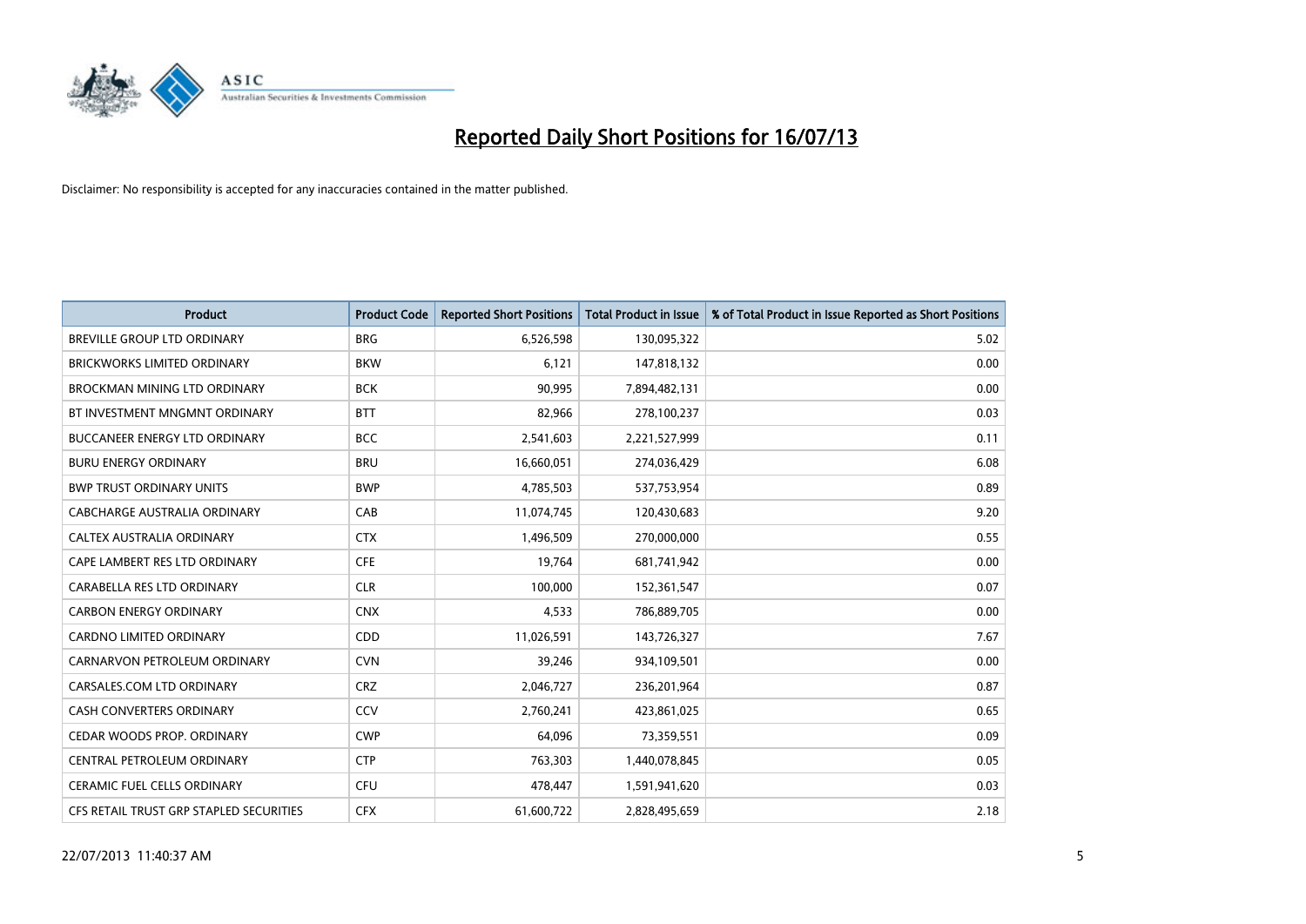# Reported Daily Short Positions for 16/07/13

Disclaimer: No responsibility is accepted for any inaccuracies contained in the matter published.

| Product | Product Code | Reported Short Positions | Total Product in Issue | % of Total Product in Issue Reported as Short Positions |
|---|---|---|---|---|
| BREVILLE GROUP LTD ORDINARY | BRG | 6,526,598 | 130,095,322 | 5.02 |
| BRICKWORKS LIMITED ORDINARY | BKW | 6,121 | 147,818,132 | 0.00 |
| BROCKMAN MINING LTD ORDINARY | BCK | 90,995 | 7,894,482,131 | 0.00 |
| BT INVESTMENT MNGMNT ORDINARY | BTT | 82,966 | 278,100,237 | 0.03 |
| BUCCANEER ENERGY LTD ORDINARY | BCC | 2,541,603 | 2,221,527,999 | 0.11 |
| BURU ENERGY ORDINARY | BRU | 16,660,051 | 274,036,429 | 6.08 |
| BWP TRUST ORDINARY UNITS | BWP | 4,785,503 | 537,753,954 | 0.89 |
| CABCHARGE AUSTRALIA ORDINARY | CAB | 11,074,745 | 120,430,683 | 9.20 |
| CALTEX AUSTRALIA ORDINARY | CTX | 1,496,509 | 270,000,000 | 0.55 |
| CAPE LAMBERT RES LTD ORDINARY | CFE | 19,764 | 681,741,942 | 0.00 |
| CARABELLA RES LTD ORDINARY | CLR | 100,000 | 152,361,547 | 0.07 |
| CARBON ENERGY ORDINARY | CNX | 4,533 | 786,889,705 | 0.00 |
| CARDNO LIMITED ORDINARY | CDD | 11,026,591 | 143,726,327 | 7.67 |
| CARNARVON PETROLEUM ORDINARY | CVN | 39,246 | 934,109,501 | 0.00 |
| CARSALES.COM LTD ORDINARY | CRZ | 2,046,727 | 236,201,964 | 0.87 |
| CASH CONVERTERS ORDINARY | CCV | 2,760,241 | 423,861,025 | 0.65 |
| CEDAR WOODS PROP. ORDINARY | CWP | 64,096 | 73,359,551 | 0.09 |
| CENTRAL PETROLEUM ORDINARY | CTP | 763,303 | 1,440,078,845 | 0.05 |
| CERAMIC FUEL CELLS ORDINARY | CFU | 478,447 | 1,591,941,620 | 0.03 |
| CFS RETAIL TRUST GRP STAPLED SECURITIES | CFX | 61,600,722 | 2,828,495,659 | 2.18 |

22/07/2013 11:40:37 AM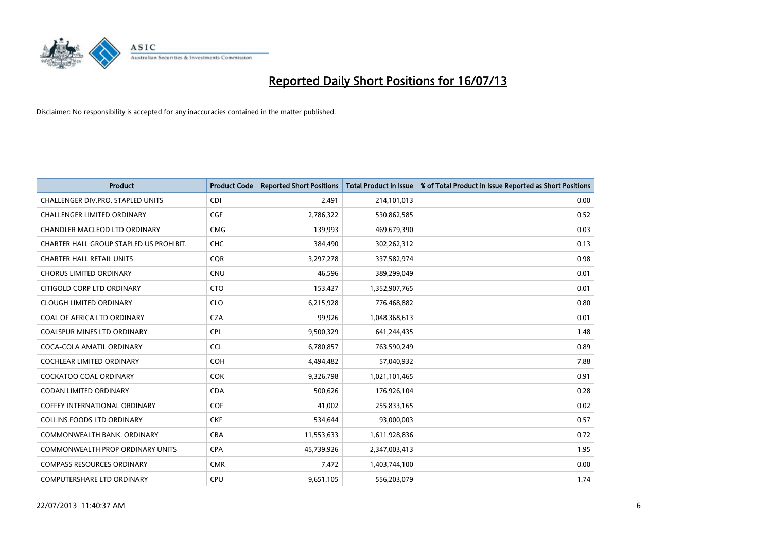# Reported Daily Short Positions for 16/07/13

Disclaimer: No responsibility is accepted for any inaccuracies contained in the matter published.

| Product | Product Code | Reported Short Positions | Total Product in Issue | % of Total Product in Issue Reported as Short Positions |
|---|---|---|---|---|
| CHALLENGER DIV.PRO. STAPLED UNITS | CDI | 2,491 | 214,101,013 | 0.00 |
| CHALLENGER LIMITED ORDINARY | CGF | 2,786,322 | 530,862,585 | 0.52 |
| CHANDLER MACLEOD LTD ORDINARY | CMG | 139,993 | 469,679,390 | 0.03 |
| CHARTER HALL GROUP STAPLED US PROHIBIT. | CHC | 384,490 | 302,262,312 | 0.13 |
| CHARTER HALL RETAIL UNITS | CQR | 3,297,278 | 337,582,974 | 0.98 |
| CHORUS LIMITED ORDINARY | CNU | 46,596 | 389,299,049 | 0.01 |
| CITIGOLD CORP LTD ORDINARY | CTO | 153,427 | 1,352,907,765 | 0.01 |
| CLOUGH LIMITED ORDINARY | CLO | 6,215,928 | 776,468,882 | 0.80 |
| COAL OF AFRICA LTD ORDINARY | CZA | 99,926 | 1,048,368,613 | 0.01 |
| COALSPUR MINES LTD ORDINARY | CPL | 9,500,329 | 641,244,435 | 1.48 |
| COCA-COLA AMATIL ORDINARY | CCL | 6,780,857 | 763,590,249 | 0.89 |
| COCHLEAR LIMITED ORDINARY | COH | 4,494,482 | 57,040,932 | 7.88 |
| COCKATOO COAL ORDINARY | COK | 9,326,798 | 1,021,101,465 | 0.91 |
| CODAN LIMITED ORDINARY | CDA | 500,626 | 176,926,104 | 0.28 |
| COFFEY INTERNATIONAL ORDINARY | COF | 41,002 | 255,833,165 | 0.02 |
| COLLINS FOODS LTD ORDINARY | CKF | 534,644 | 93,000,003 | 0.57 |
| COMMONWEALTH BANK. ORDINARY | CBA | 11,553,633 | 1,611,928,836 | 0.72 |
| COMMONWEALTH PROP ORDINARY UNITS | CPA | 45,739,926 | 2,347,003,413 | 1.95 |
| COMPASS RESOURCES ORDINARY | CMR | 7,472 | 1,403,744,100 | 0.00 |
| COMPUTERSHARE LTD ORDINARY | CPU | 9,651,105 | 556,203,079 | 1.74 |

22/07/2013 11:40:37 AM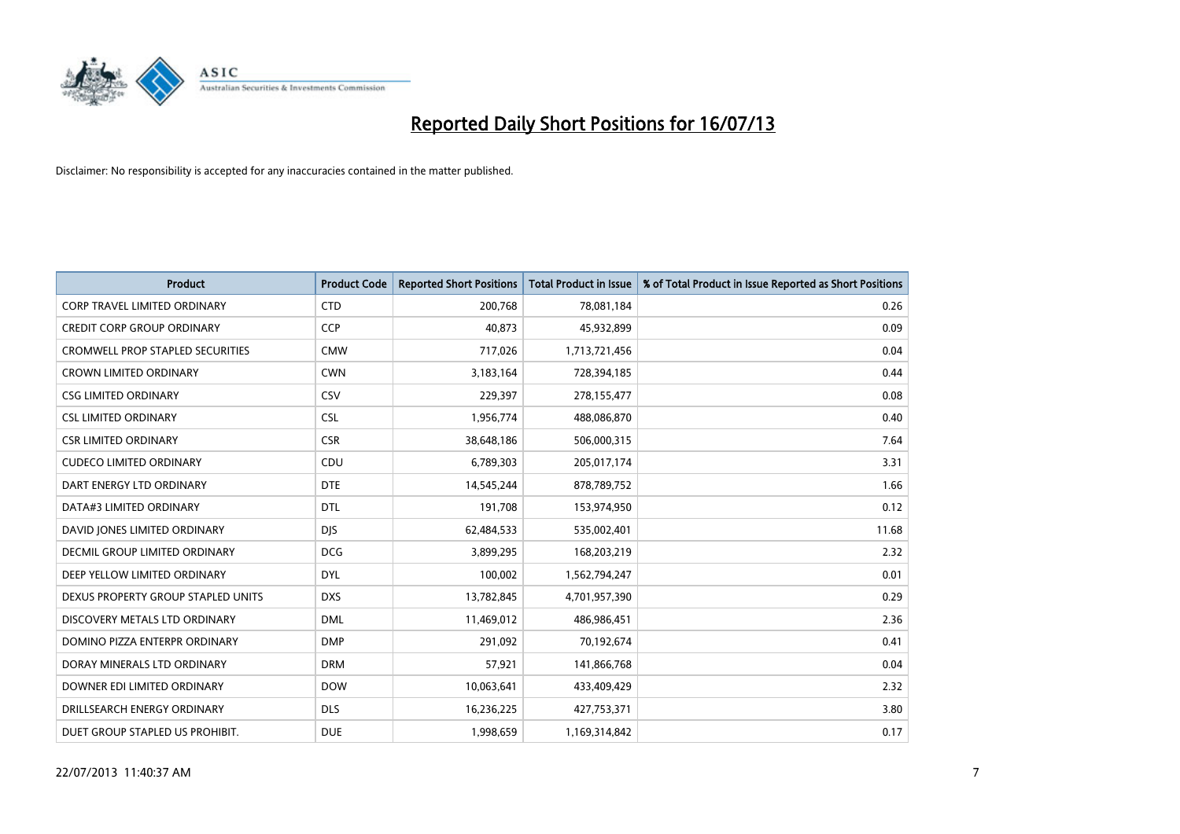# Reported Daily Short Positions for 16/07/13

Disclaimer: No responsibility is accepted for any inaccuracies contained in the matter published.

| Product | Product Code | Reported Short Positions | Total Product in Issue | % of Total Product in Issue Reported as Short Positions |
|---|---|---|---|---|
| CORP TRAVEL LIMITED ORDINARY | CTD | 200,768 | 78,081,184 | 0.26 |
| CREDIT CORP GROUP ORDINARY | CCP | 40,873 | 45,932,899 | 0.09 |
| CROMWELL PROP STAPLED SECURITIES | CMW | 717,026 | 1,713,721,456 | 0.04 |
| CROWN LIMITED ORDINARY | CWN | 3,183,164 | 728,394,185 | 0.44 |
| CSG LIMITED ORDINARY | CSV | 229,397 | 278,155,477 | 0.08 |
| CSL LIMITED ORDINARY | CSL | 1,956,774 | 488,086,870 | 0.40 |
| CSR LIMITED ORDINARY | CSR | 38,648,186 | 506,000,315 | 7.64 |
| CUDECO LIMITED ORDINARY | CDU | 6,789,303 | 205,017,174 | 3.31 |
| DART ENERGY LTD ORDINARY | DTE | 14,545,244 | 878,789,752 | 1.66 |
| DATA#3 LIMITED ORDINARY | DTL | 191,708 | 153,974,950 | 0.12 |
| DAVID JONES LIMITED ORDINARY | DJS | 62,484,533 | 535,002,401 | 11.68 |
| DECMIL GROUP LIMITED ORDINARY | DCG | 3,899,295 | 168,203,219 | 2.32 |
| DEEP YELLOW LIMITED ORDINARY | DYL | 100,002 | 1,562,794,247 | 0.01 |
| DEXUS PROPERTY GROUP STAPLED UNITS | DXS | 13,782,845 | 4,701,957,390 | 0.29 |
| DISCOVERY METALS LTD ORDINARY | DML | 11,469,012 | 486,986,451 | 2.36 |
| DOMINO PIZZA ENTERPR ORDINARY | DMP | 291,092 | 70,192,674 | 0.41 |
| DORAY MINERALS LTD ORDINARY | DRM | 57,921 | 141,866,768 | 0.04 |
| DOWNER EDI LIMITED ORDINARY | DOW | 10,063,641 | 433,409,429 | 2.32 |
| DRILLSEARCH ENERGY ORDINARY | DLS | 16,236,225 | 427,753,371 | 3.80 |
| DUET GROUP STAPLED US PROHIBIT. | DUE | 1,998,659 | 1,169,314,842 | 0.17 |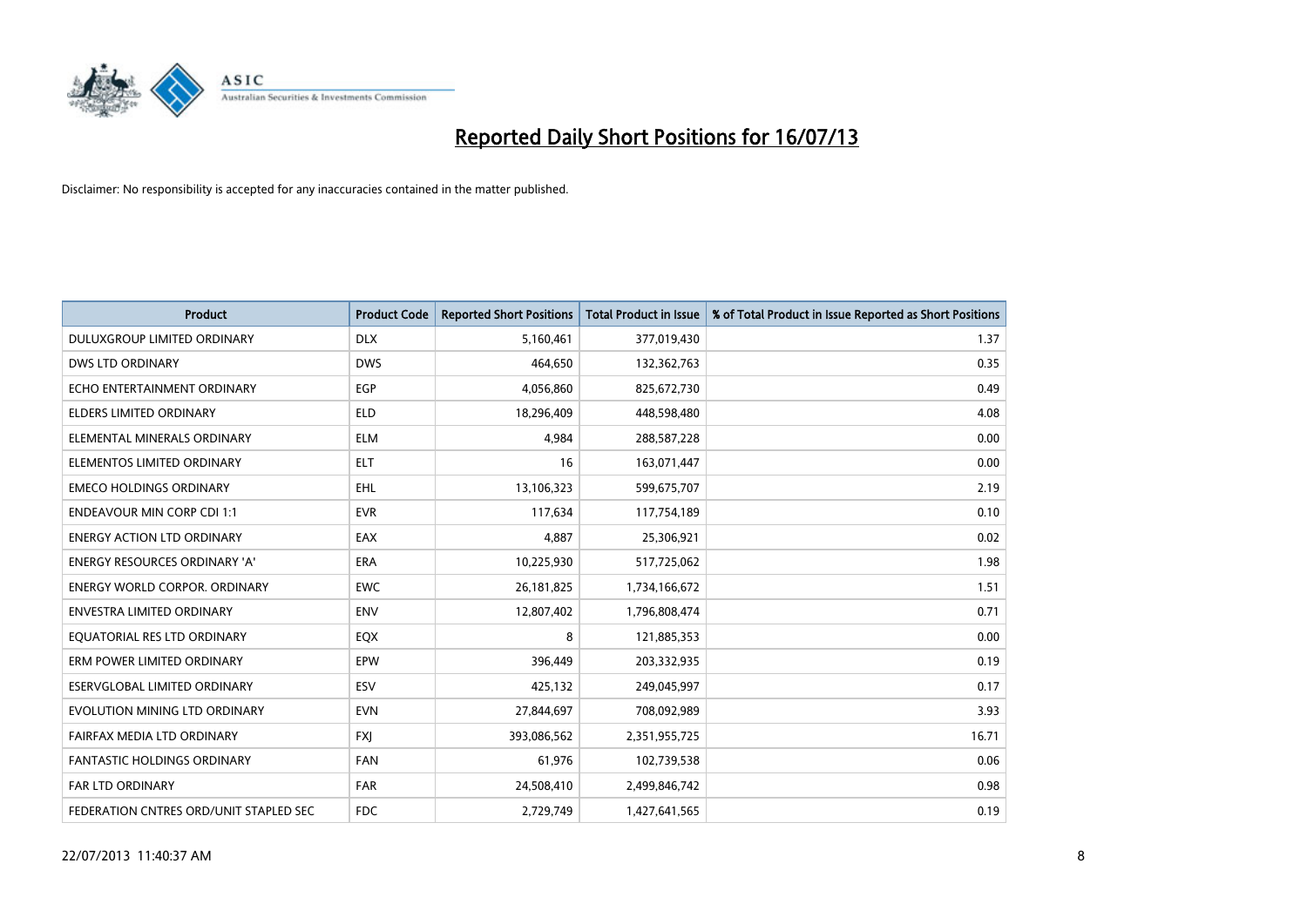# Reported Daily Short Positions for 16/07/13

Disclaimer: No responsibility is accepted for any inaccuracies contained in the matter published.

| Product | Product Code | Reported Short Positions | Total Product in Issue | % of Total Product in Issue Reported as Short Positions |
|---|---|---|---|---|
| DULUXGROUP LIMITED ORDINARY | DLX | 5,160,461 | 377,019,430 | 1.37 |
| DWS LTD ORDINARY | DWS | 464,650 | 132,362,763 | 0.35 |
| ECHO ENTERTAINMENT ORDINARY | EGP | 4,056,860 | 825,672,730 | 0.49 |
| ELDERS LIMITED ORDINARY | ELD | 18,296,409 | 448,598,480 | 4.08 |
| ELEMENTAL MINERALS ORDINARY | ELM | 4,984 | 288,587,228 | 0.00 |
| ELEMENTOS LIMITED ORDINARY | ELT | 16 | 163,071,447 | 0.00 |
| EMECO HOLDINGS ORDINARY | EHL | 13,106,323 | 599,675,707 | 2.19 |
| ENDEAVOUR MIN CORP CDI 1:1 | EVR | 117,634 | 117,754,189 | 0.10 |
| ENERGY ACTION LTD ORDINARY | EAX | 4,887 | 25,306,921 | 0.02 |
| ENERGY RESOURCES ORDINARY 'A' | ERA | 10,225,930 | 517,725,062 | 1.98 |
| ENERGY WORLD CORPOR. ORDINARY | EWC | 26,181,825 | 1,734,166,672 | 1.51 |
| ENVESTRA LIMITED ORDINARY | ENV | 12,807,402 | 1,796,808,474 | 0.71 |
| EQUATORIAL RES LTD ORDINARY | EQX | 8 | 121,885,353 | 0.00 |
| ERM POWER LIMITED ORDINARY | EPW | 396,449 | 203,332,935 | 0.19 |
| ESERVGLOBAL LIMITED ORDINARY | ESV | 425,132 | 249,045,997 | 0.17 |
| EVOLUTION MINING LTD ORDINARY | EVN | 27,844,697 | 708,092,989 | 3.93 |
| FAIRFAX MEDIA LTD ORDINARY | FXJ | 393,086,562 | 2,351,955,725 | 16.71 |
| FANTASTIC HOLDINGS ORDINARY | FAN | 61,976 | 102,739,538 | 0.06 |
| FAR LTD ORDINARY | FAR | 24,508,410 | 2,499,846,742 | 0.98 |
| FEDERATION CNTRES ORD/UNIT STAPLED SEC | FDC | 2,729,749 | 1,427,641,565 | 0.19 |

22/07/2013 11:40:37 AM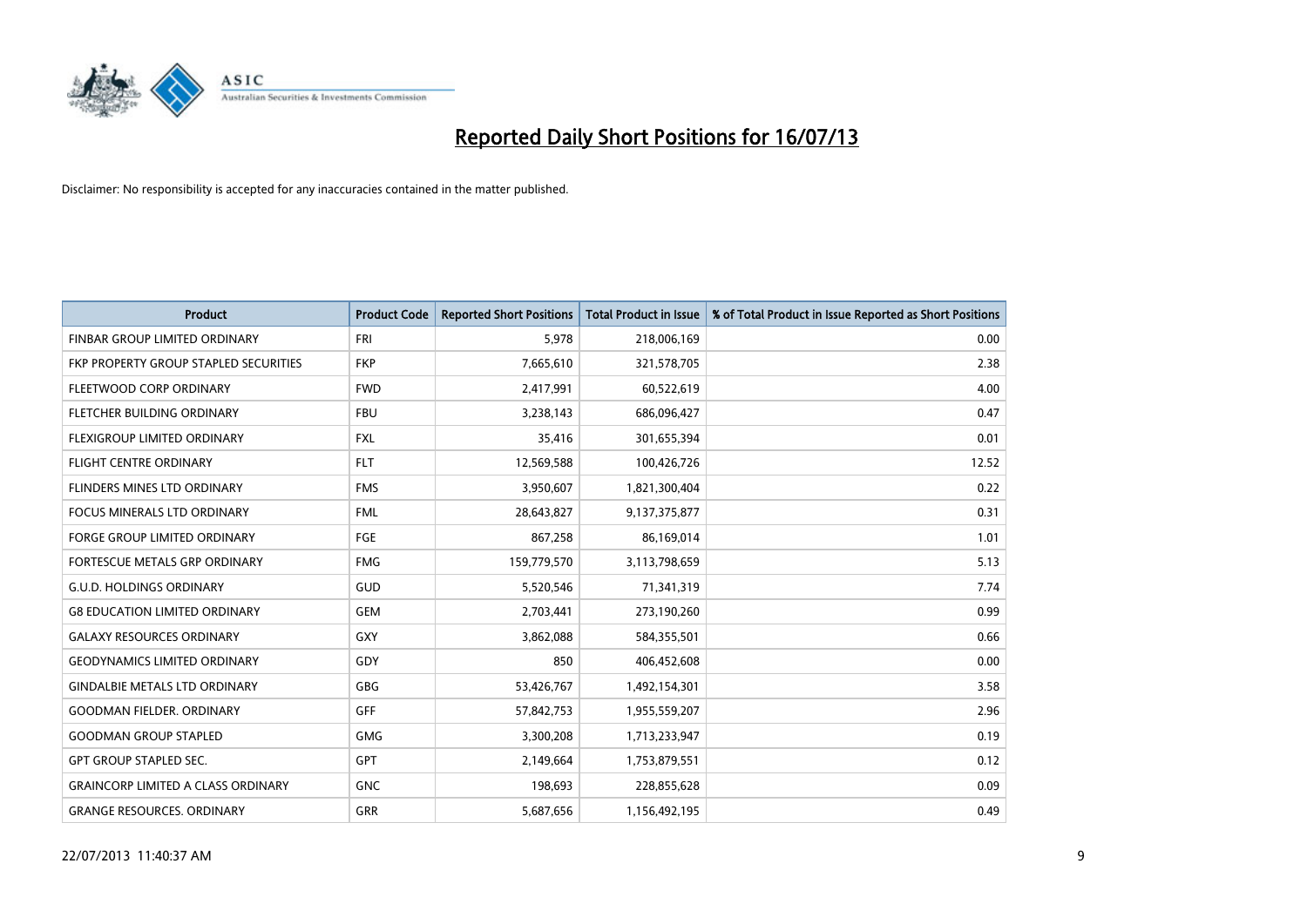# Reported Daily Short Positions for 16/07/13

Disclaimer: No responsibility is accepted for any inaccuracies contained in the matter published.

| Product | Product Code | Reported Short Positions | Total Product in Issue | % of Total Product in Issue Reported as Short Positions |
|---|---|---|---|---|
| FINBAR GROUP LIMITED ORDINARY | FRI | 5,978 | 218,006,169 | 0.00 |
| FKP PROPERTY GROUP STAPLED SECURITIES | FKP | 7,665,610 | 321,578,705 | 2.38 |
| FLEETWOOD CORP ORDINARY | FWD | 2,417,991 | 60,522,619 | 4.00 |
| FLETCHER BUILDING ORDINARY | FBU | 3,238,143 | 686,096,427 | 0.47 |
| FLEXIGROUP LIMITED ORDINARY | FXL | 35,416 | 301,655,394 | 0.01 |
| FLIGHT CENTRE ORDINARY | FLT | 12,569,588 | 100,426,726 | 12.52 |
| FLINDERS MINES LTD ORDINARY | FMS | 3,950,607 | 1,821,300,404 | 0.22 |
| FOCUS MINERALS LTD ORDINARY | FML | 28,643,827 | 9,137,375,877 | 0.31 |
| FORGE GROUP LIMITED ORDINARY | FGE | 867,258 | 86,169,014 | 1.01 |
| FORTESCUE METALS GRP ORDINARY | FMG | 159,779,570 | 3,113,798,659 | 5.13 |
| G.U.D. HOLDINGS ORDINARY | GUD | 5,520,546 | 71,341,319 | 7.74 |
| G8 EDUCATION LIMITED ORDINARY | GEM | 2,703,441 | 273,190,260 | 0.99 |
| GALAXY RESOURCES ORDINARY | GXY | 3,862,088 | 584,355,501 | 0.66 |
| GEODYNAMICS LIMITED ORDINARY | GDY | 850 | 406,452,608 | 0.00 |
| GINDALBIE METALS LTD ORDINARY | GBG | 53,426,767 | 1,492,154,301 | 3.58 |
| GOODMAN FIELDER. ORDINARY | GFF | 57,842,753 | 1,955,559,207 | 2.96 |
| GOODMAN GROUP STAPLED | GMG | 3,300,208 | 1,713,233,947 | 0.19 |
| GPT GROUP STAPLED SEC. | GPT | 2,149,664 | 1,753,879,551 | 0.12 |
| GRAINCORP LIMITED A CLASS ORDINARY | GNC | 198,693 | 228,855,628 | 0.09 |
| GRANGE RESOURCES. ORDINARY | GRR | 5,687,656 | 1,156,492,195 | 0.49 |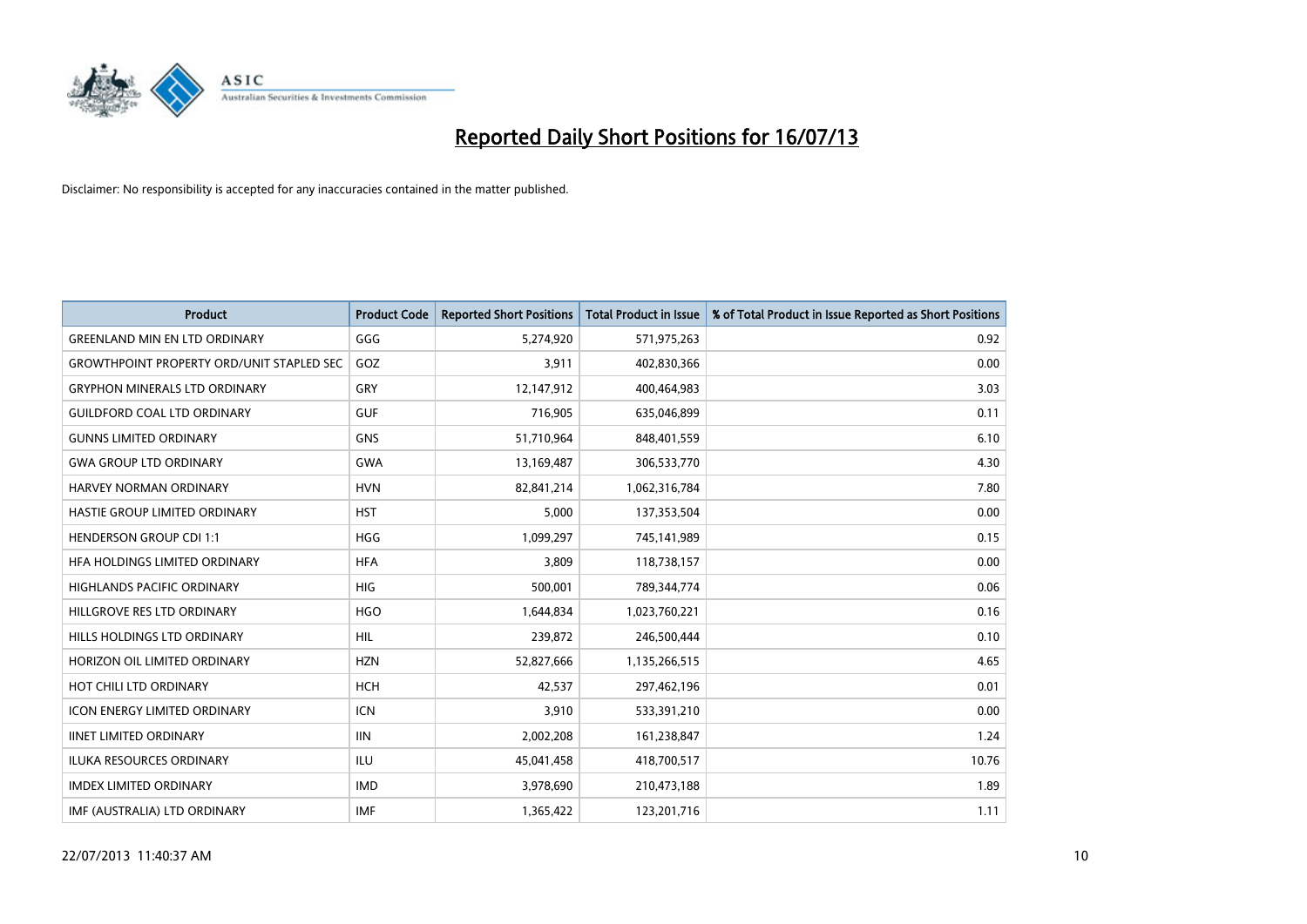# Reported Daily Short Positions for 16/07/13

Disclaimer: No responsibility is accepted for any inaccuracies contained in the matter published.

| Product | Product Code | Reported Short Positions | Total Product in Issue | % of Total Product in Issue Reported as Short Positions |
|---|---|---|---|---|
| GREENLAND MIN EN LTD ORDINARY | GGG | 5,274,920 | 571,975,263 | 0.92 |
| GROWTHPOINT PROPERTY ORD/UNIT STAPLED SEC | GOZ | 3,911 | 402,830,366 | 0.00 |
| GRYPHON MINERALS LTD ORDINARY | GRY | 12,147,912 | 400,464,983 | 3.03 |
| GUILDFORD COAL LTD ORDINARY | GUF | 716,905 | 635,046,899 | 0.11 |
| GUNNS LIMITED ORDINARY | GNS | 51,710,964 | 848,401,559 | 6.10 |
| GWA GROUP LTD ORDINARY | GWA | 13,169,487 | 306,533,770 | 4.30 |
| HARVEY NORMAN ORDINARY | HVN | 82,841,214 | 1,062,316,784 | 7.80 |
| HASTIE GROUP LIMITED ORDINARY | HST | 5,000 | 137,353,504 | 0.00 |
| HENDERSON GROUP CDI 1:1 | HGG | 1,099,297 | 745,141,989 | 0.15 |
| HFA HOLDINGS LIMITED ORDINARY | HFA | 3,809 | 118,738,157 | 0.00 |
| HIGHLANDS PACIFIC ORDINARY | HIG | 500,001 | 789,344,774 | 0.06 |
| HILLGROVE RES LTD ORDINARY | HGO | 1,644,834 | 1,023,760,221 | 0.16 |
| HILLS HOLDINGS LTD ORDINARY | HIL | 239,872 | 246,500,444 | 0.10 |
| HORIZON OIL LIMITED ORDINARY | HZN | 52,827,666 | 1,135,266,515 | 4.65 |
| HOT CHILI LTD ORDINARY | HCH | 42,537 | 297,462,196 | 0.01 |
| ICON ENERGY LIMITED ORDINARY | ICN | 3,910 | 533,391,210 | 0.00 |
| IINET LIMITED ORDINARY | IIN | 2,002,208 | 161,238,847 | 1.24 |
| ILUKA RESOURCES ORDINARY | ILU | 45,041,458 | 418,700,517 | 10.76 |
| IMDEX LIMITED ORDINARY | IMD | 3,978,690 | 210,473,188 | 1.89 |
| IMF (AUSTRALIA) LTD ORDINARY | IMF | 1,365,422 | 123,201,716 | 1.11 |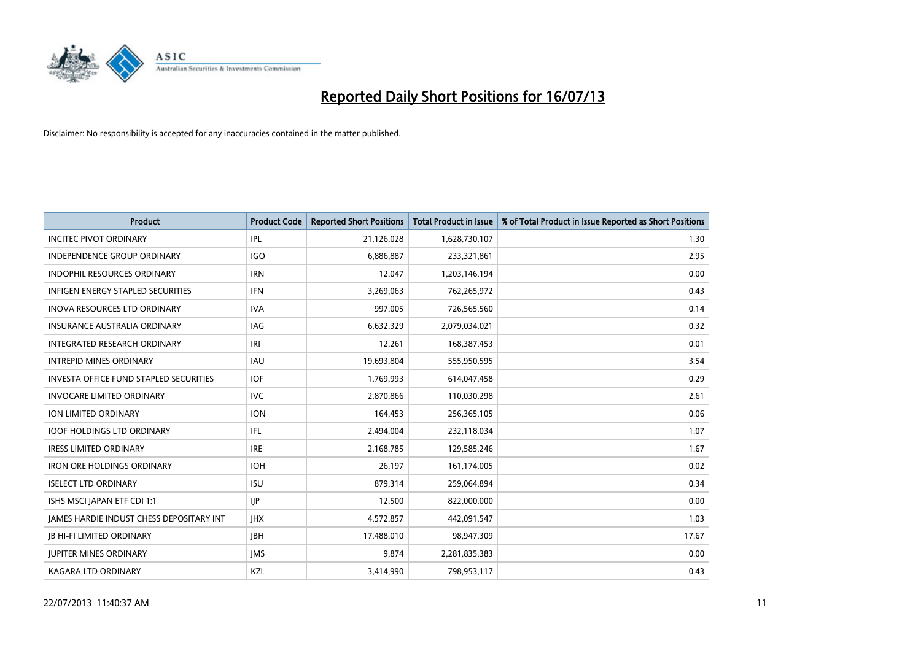# Reported Daily Short Positions for 16/07/13

Disclaimer: No responsibility is accepted for any inaccuracies contained in the matter published.

| Product | Product Code | Reported Short Positions | Total Product in Issue | % of Total Product in Issue Reported as Short Positions |
|---|---|---|---|---|
| INCITEC PIVOT ORDINARY | IPL | 21,126,028 | 1,628,730,107 | 1.30 |
| INDEPENDENCE GROUP ORDINARY | IGO | 6,886,887 | 233,321,861 | 2.95 |
| INDOPHIL RESOURCES ORDINARY | IRN | 12,047 | 1,203,146,194 | 0.00 |
| INFIGEN ENERGY STAPLED SECURITIES | IFN | 3,269,063 | 762,265,972 | 0.43 |
| INOVA RESOURCES LTD ORDINARY | IVA | 997,005 | 726,565,560 | 0.14 |
| INSURANCE AUSTRALIA ORDINARY | IAG | 6,632,329 | 2,079,034,021 | 0.32 |
| INTEGRATED RESEARCH ORDINARY | IRI | 12,261 | 168,387,453 | 0.01 |
| INTREPID MINES ORDINARY | IAU | 19,693,804 | 555,950,595 | 3.54 |
| INVESTA OFFICE FUND STAPLED SECURITIES | IOF | 1,769,993 | 614,047,458 | 0.29 |
| INVOCARE LIMITED ORDINARY | IVC | 2,870,866 | 110,030,298 | 2.61 |
| ION LIMITED ORDINARY | ION | 164,453 | 256,365,105 | 0.06 |
| IOOF HOLDINGS LTD ORDINARY | IFL | 2,494,004 | 232,118,034 | 1.07 |
| IRESS LIMITED ORDINARY | IRE | 2,168,785 | 129,585,246 | 1.67 |
| IRON ORE HOLDINGS ORDINARY | IOH | 26,197 | 161,174,005 | 0.02 |
| ISELECT LTD ORDINARY | ISU | 879,314 | 259,064,894 | 0.34 |
| ISHS MSCI JAPAN ETF CDI 1:1 | IJP | 12,500 | 822,000,000 | 0.00 |
| JAMES HARDIE INDUST CHESS DEPOSITARY INT | JHX | 4,572,857 | 442,091,547 | 1.03 |
| JB HI-FI LIMITED ORDINARY | JBH | 17,488,010 | 98,947,309 | 17.67 |
| JUPITER MINES ORDINARY | JMS | 9,874 | 2,281,835,383 | 0.00 |
| KAGARA LTD ORDINARY | KZL | 3,414,990 | 798,953,117 | 0.43 |

22/07/2013 11:40:37 AM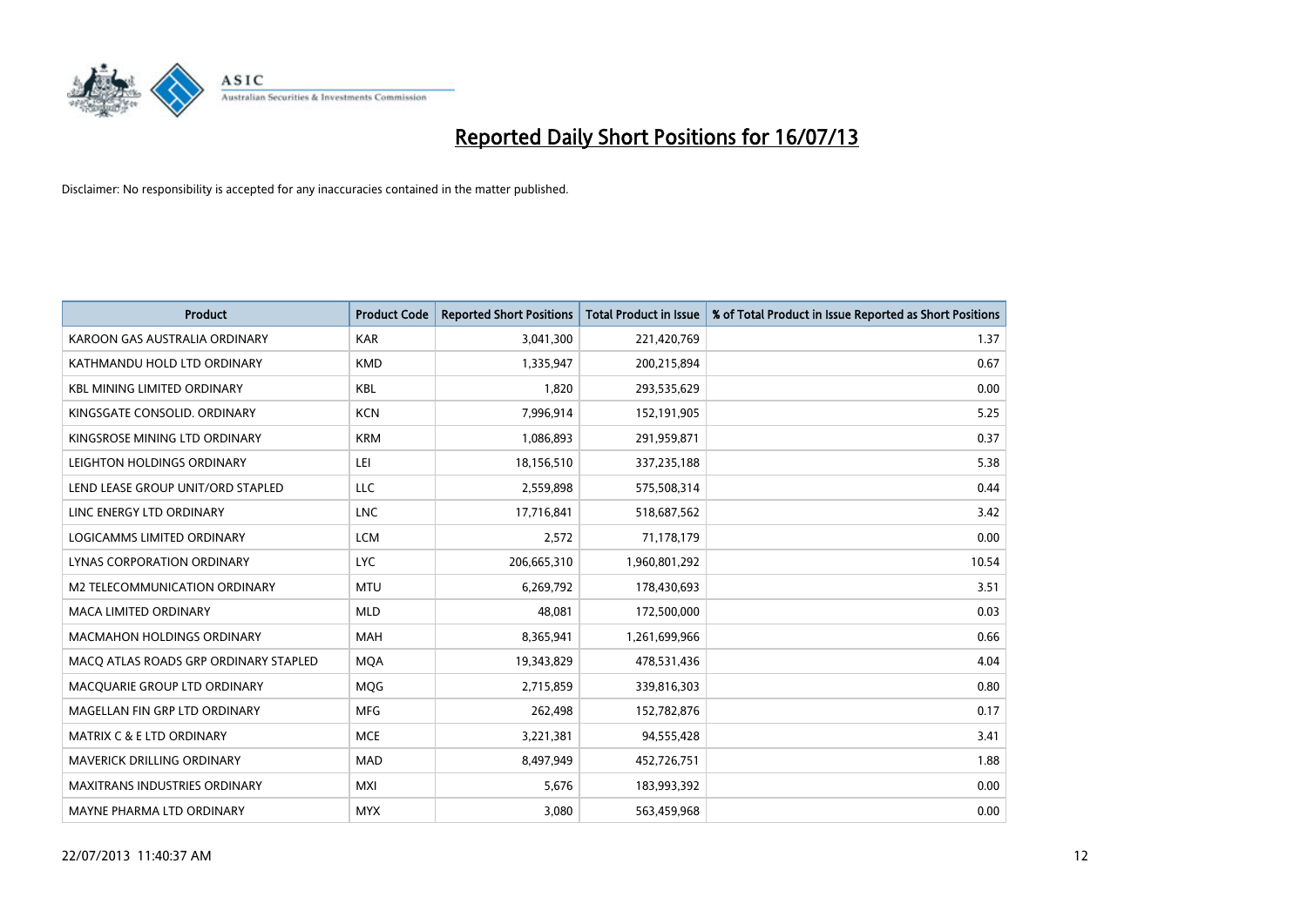# Reported Daily Short Positions for 16/07/13

Disclaimer: No responsibility is accepted for any inaccuracies contained in the matter published.

| Product | Product Code | Reported Short Positions | Total Product in Issue | % of Total Product in Issue Reported as Short Positions |
|---|---|---|---|---|
| KAROON GAS AUSTRALIA ORDINARY | KAR | 3,041,300 | 221,420,769 | 1.37 |
| KATHMANDU HOLD LTD ORDINARY | KMD | 1,335,947 | 200,215,894 | 0.67 |
| KBL MINING LIMITED ORDINARY | KBL | 1,820 | 293,535,629 | 0.00 |
| KINGSGATE CONSOLID. ORDINARY | KCN | 7,996,914 | 152,191,905 | 5.25 |
| KINGSROSE MINING LTD ORDINARY | KRM | 1,086,893 | 291,959,871 | 0.37 |
| LEIGHTON HOLDINGS ORDINARY | LEI | 18,156,510 | 337,235,188 | 5.38 |
| LEND LEASE GROUP UNIT/ORD STAPLED | LLC | 2,559,898 | 575,508,314 | 0.44 |
| LINC ENERGY LTD ORDINARY | LNC | 17,716,841 | 518,687,562 | 3.42 |
| LOGICAMMS LIMITED ORDINARY | LCM | 2,572 | 71,178,179 | 0.00 |
| LYNAS CORPORATION ORDINARY | LYC | 206,665,310 | 1,960,801,292 | 10.54 |
| M2 TELECOMMUNICATION ORDINARY | MTU | 6,269,792 | 178,430,693 | 3.51 |
| MACA LIMITED ORDINARY | MLD | 48,081 | 172,500,000 | 0.03 |
| MACMAHON HOLDINGS ORDINARY | MAH | 8,365,941 | 1,261,699,966 | 0.66 |
| MACQ ATLAS ROADS GRP ORDINARY STAPLED | MQA | 19,343,829 | 478,531,436 | 4.04 |
| MACQUARIE GROUP LTD ORDINARY | MQG | 2,715,859 | 339,816,303 | 0.80 |
| MAGELLAN FIN GRP LTD ORDINARY | MFG | 262,498 | 152,782,876 | 0.17 |
| MATRIX C & E LTD ORDINARY | MCE | 3,221,381 | 94,555,428 | 3.41 |
| MAVERICK DRILLING ORDINARY | MAD | 8,497,949 | 452,726,751 | 1.88 |
| MAXITRANS INDUSTRIES ORDINARY | MXI | 5,676 | 183,993,392 | 0.00 |
| MAYNE PHARMA LTD ORDINARY | MYX | 3,080 | 563,459,968 | 0.00 |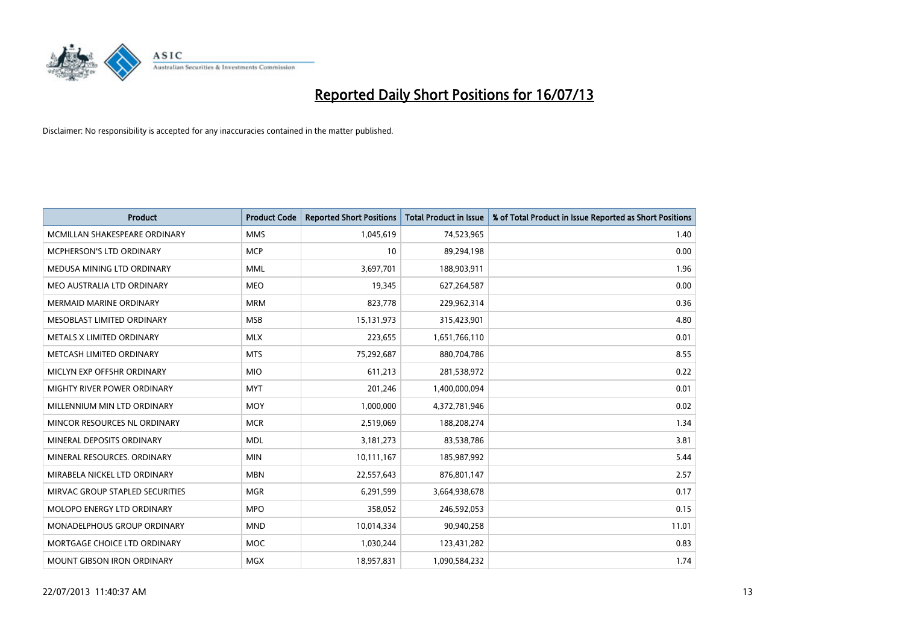# Reported Daily Short Positions for 16/07/13

Disclaimer: No responsibility is accepted for any inaccuracies contained in the matter published.

| Product | Product Code | Reported Short Positions | Total Product in Issue | % of Total Product in Issue Reported as Short Positions |
|---|---|---|---|---|
| MCMILLAN SHAKESPEARE ORDINARY | MMS | 1,045,619 | 74,523,965 | 1.40 |
| MCPHERSON'S LTD ORDINARY | MCP | 10 | 89,294,198 | 0.00 |
| MEDUSA MINING LTD ORDINARY | MML | 3,697,701 | 188,903,911 | 1.96 |
| MEO AUSTRALIA LTD ORDINARY | MEO | 19,345 | 627,264,587 | 0.00 |
| MERMAID MARINE ORDINARY | MRM | 823,778 | 229,962,314 | 0.36 |
| MESOBLAST LIMITED ORDINARY | MSB | 15,131,973 | 315,423,901 | 4.80 |
| METALS X LIMITED ORDINARY | MLX | 223,655 | 1,651,766,110 | 0.01 |
| METCASH LIMITED ORDINARY | MTS | 75,292,687 | 880,704,786 | 8.55 |
| MICLYN EXP OFFSHR ORDINARY | MIO | 611,213 | 281,538,972 | 0.22 |
| MIGHTY RIVER POWER ORDINARY | MYT | 201,246 | 1,400,000,094 | 0.01 |
| MILLENNIUM MIN LTD ORDINARY | MOY | 1,000,000 | 4,372,781,946 | 0.02 |
| MINCOR RESOURCES NL ORDINARY | MCR | 2,519,069 | 188,208,274 | 1.34 |
| MINERAL DEPOSITS ORDINARY | MDL | 3,181,273 | 83,538,786 | 3.81 |
| MINERAL RESOURCES. ORDINARY | MIN | 10,111,167 | 185,987,992 | 5.44 |
| MIRABELA NICKEL LTD ORDINARY | MBN | 22,557,643 | 876,801,147 | 2.57 |
| MIRVAC GROUP STAPLED SECURITIES | MGR | 6,291,599 | 3,664,938,678 | 0.17 |
| MOLOPO ENERGY LTD ORDINARY | MPO | 358,052 | 246,592,053 | 0.15 |
| MONADELPHOUS GROUP ORDINARY | MND | 10,014,334 | 90,940,258 | 11.01 |
| MORTGAGE CHOICE LTD ORDINARY | MOC | 1,030,244 | 123,431,282 | 0.83 |
| MOUNT GIBSON IRON ORDINARY | MGX | 18,957,831 | 1,090,584,232 | 1.74 |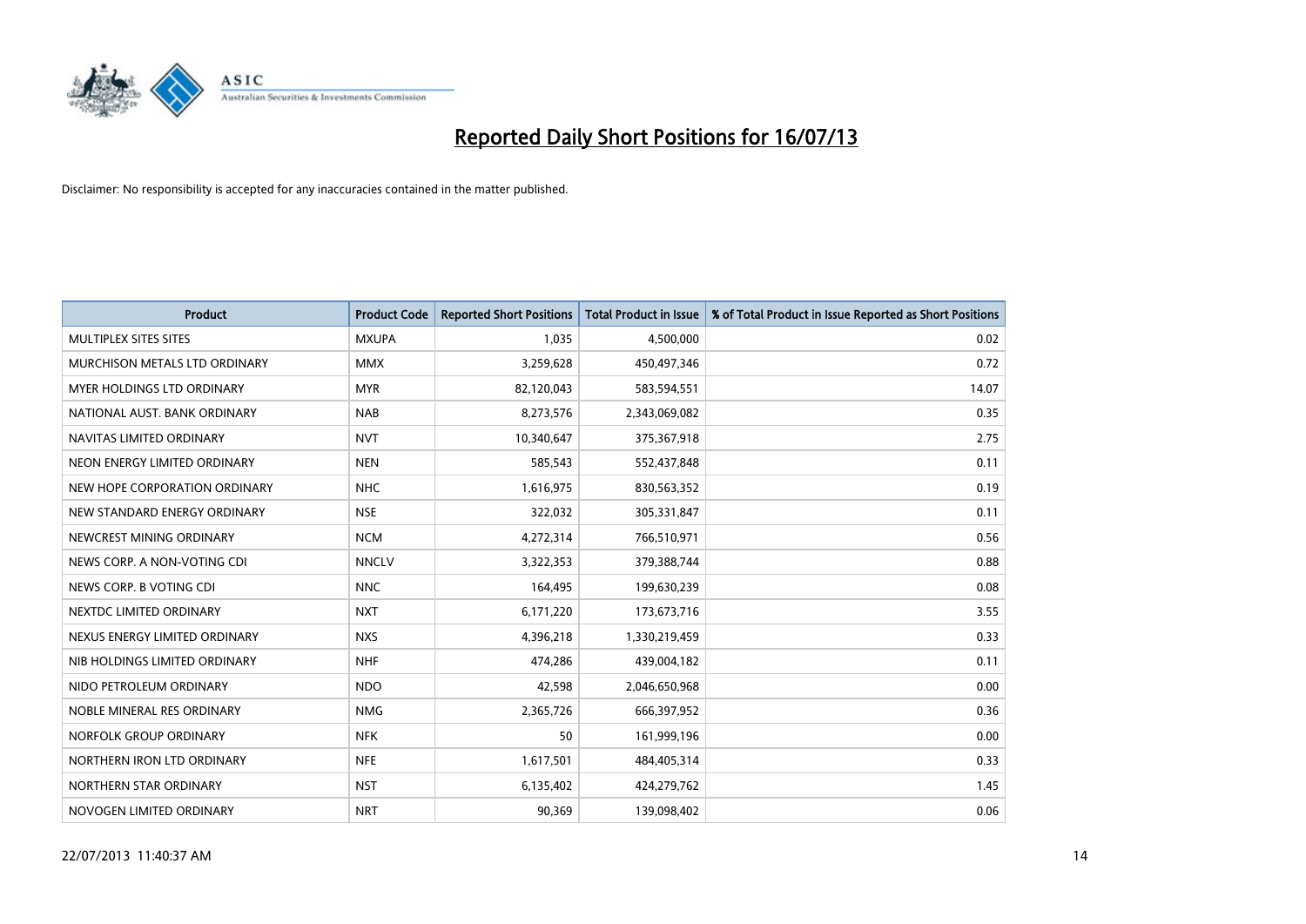# Reported Daily Short Positions for 16/07/13

Disclaimer: No responsibility is accepted for any inaccuracies contained in the matter published.

| Product | Product Code | Reported Short Positions | Total Product in Issue | % of Total Product in Issue Reported as Short Positions |
|---|---|---|---|---|
| MULTIPLEX SITES SITES | MXUPA | 1,035 | 4,500,000 | 0.02 |
| MURCHISON METALS LTD ORDINARY | MMX | 3,259,628 | 450,497,346 | 0.72 |
| MYER HOLDINGS LTD ORDINARY | MYR | 82,120,043 | 583,594,551 | 14.07 |
| NATIONAL AUST. BANK ORDINARY | NAB | 8,273,576 | 2,343,069,082 | 0.35 |
| NAVITAS LIMITED ORDINARY | NVT | 10,340,647 | 375,367,918 | 2.75 |
| NEON ENERGY LIMITED ORDINARY | NEN | 585,543 | 552,437,848 | 0.11 |
| NEW HOPE CORPORATION ORDINARY | NHC | 1,616,975 | 830,563,352 | 0.19 |
| NEW STANDARD ENERGY ORDINARY | NSE | 322,032 | 305,331,847 | 0.11 |
| NEWCREST MINING ORDINARY | NCM | 4,272,314 | 766,510,971 | 0.56 |
| NEWS CORP. A NON-VOTING CDI | NNCLV | 3,322,353 | 379,388,744 | 0.88 |
| NEWS CORP. B VOTING CDI | NNC | 164,495 | 199,630,239 | 0.08 |
| NEXTDC LIMITED ORDINARY | NXT | 6,171,220 | 173,673,716 | 3.55 |
| NEXUS ENERGY LIMITED ORDINARY | NXS | 4,396,218 | 1,330,219,459 | 0.33 |
| NIB HOLDINGS LIMITED ORDINARY | NHF | 474,286 | 439,004,182 | 0.11 |
| NIDO PETROLEUM ORDINARY | NDO | 42,598 | 2,046,650,968 | 0.00 |
| NOBLE MINERAL RES ORDINARY | NMG | 2,365,726 | 666,397,952 | 0.36 |
| NORFOLK GROUP ORDINARY | NFK | 50 | 161,999,196 | 0.00 |
| NORTHERN IRON LTD ORDINARY | NFE | 1,617,501 | 484,405,314 | 0.33 |
| NORTHERN STAR ORDINARY | NST | 6,135,402 | 424,279,762 | 1.45 |
| NOVOGEN LIMITED ORDINARY | NRT | 90,369 | 139,098,402 | 0.06 |

22/07/2013 11:40:37 AM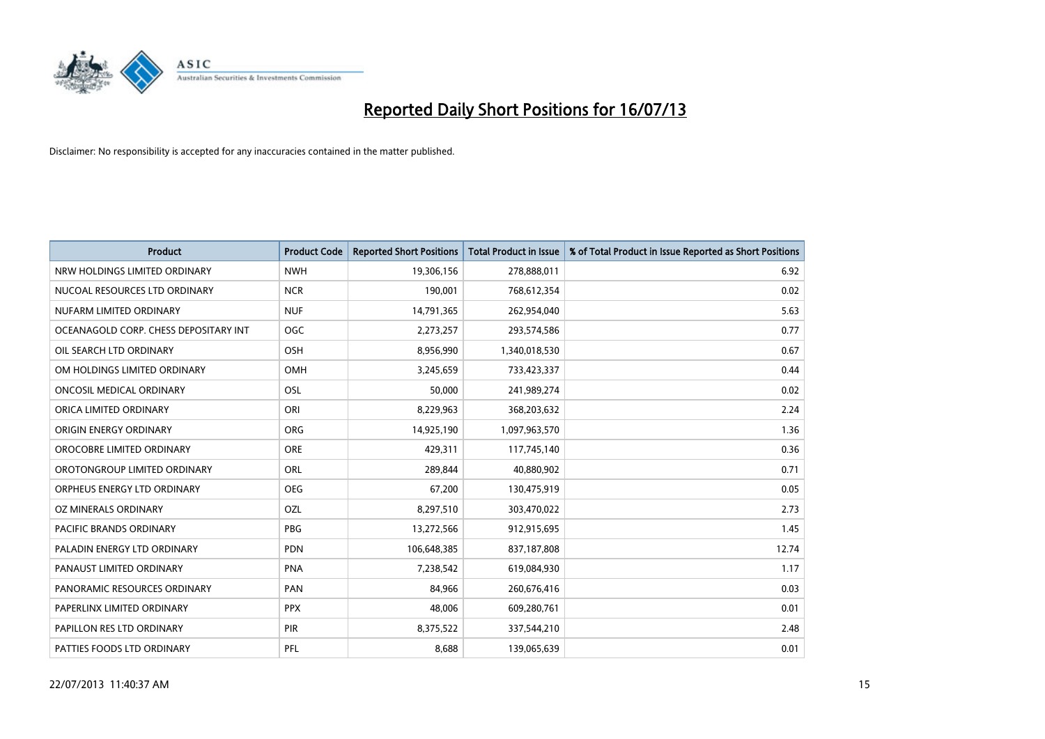# Reported Daily Short Positions for 16/07/13

Disclaimer: No responsibility is accepted for any inaccuracies contained in the matter published.

| Product | Product Code | Reported Short Positions | Total Product in Issue | % of Total Product in Issue Reported as Short Positions |
|---|---|---|---|---|
| NRW HOLDINGS LIMITED ORDINARY | NWH | 19,306,156 | 278,888,011 | 6.92 |
| NUCOAL RESOURCES LTD ORDINARY | NCR | 190,001 | 768,612,354 | 0.02 |
| NUFARM LIMITED ORDINARY | NUF | 14,791,365 | 262,954,040 | 5.63 |
| OCEANAGOLD CORP. CHESS DEPOSITARY INT | OGC | 2,273,257 | 293,574,586 | 0.77 |
| OIL SEARCH LTD ORDINARY | OSH | 8,956,990 | 1,340,018,530 | 0.67 |
| OM HOLDINGS LIMITED ORDINARY | OMH | 3,245,659 | 733,423,337 | 0.44 |
| ONCOSIL MEDICAL ORDINARY | OSL | 50,000 | 241,989,274 | 0.02 |
| ORICA LIMITED ORDINARY | ORI | 8,229,963 | 368,203,632 | 2.24 |
| ORIGIN ENERGY ORDINARY | ORG | 14,925,190 | 1,097,963,570 | 1.36 |
| OROCOBRE LIMITED ORDINARY | ORE | 429,311 | 117,745,140 | 0.36 |
| OROTONGROUP LIMITED ORDINARY | ORL | 289,844 | 40,880,902 | 0.71 |
| ORPHEUS ENERGY LTD ORDINARY | OEG | 67,200 | 130,475,919 | 0.05 |
| OZ MINERALS ORDINARY | OZL | 8,297,510 | 303,470,022 | 2.73 |
| PACIFIC BRANDS ORDINARY | PBG | 13,272,566 | 912,915,695 | 1.45 |
| PALADIN ENERGY LTD ORDINARY | PDN | 106,648,385 | 837,187,808 | 12.74 |
| PANAUST LIMITED ORDINARY | PNA | 7,238,542 | 619,084,930 | 1.17 |
| PANORAMIC RESOURCES ORDINARY | PAN | 84,966 | 260,676,416 | 0.03 |
| PAPERLINX LIMITED ORDINARY | PPX | 48,006 | 609,280,761 | 0.01 |
| PAPILLON RES LTD ORDINARY | PIR | 8,375,522 | 337,544,210 | 2.48 |
| PATTIES FOODS LTD ORDINARY | PFL | 8,688 | 139,065,639 | 0.01 |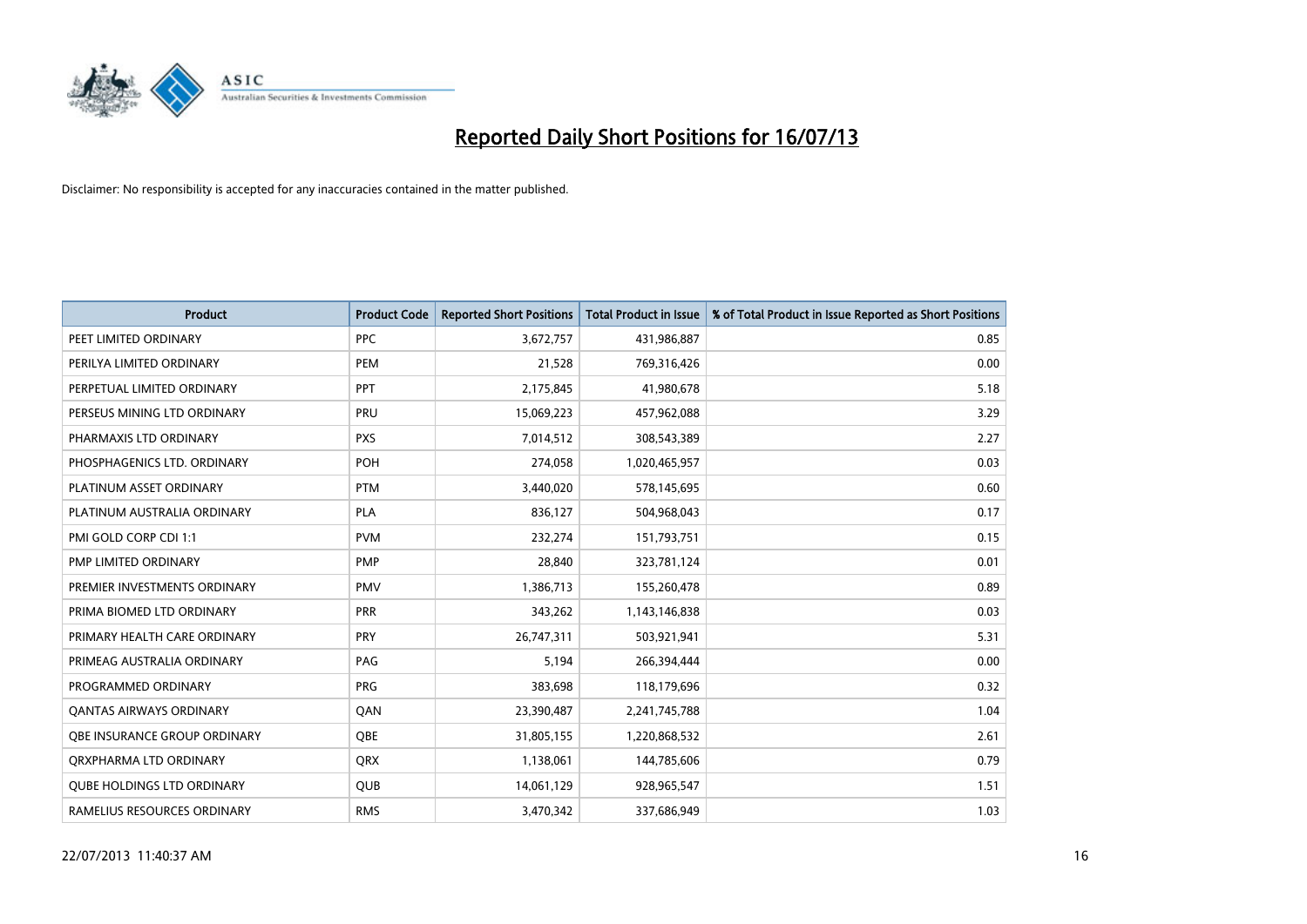# Reported Daily Short Positions for 16/07/13

Disclaimer: No responsibility is accepted for any inaccuracies contained in the matter published.

| Product | Product Code | Reported Short Positions | Total Product in Issue | % of Total Product in Issue Reported as Short Positions |
|---|---|---|---|---|
| PEET LIMITED ORDINARY | PPC | 3,672,757 | 431,986,887 | 0.85 |
| PERILYA LIMITED ORDINARY | PEM | 21,528 | 769,316,426 | 0.00 |
| PERPETUAL LIMITED ORDINARY | PPT | 2,175,845 | 41,980,678 | 5.18 |
| PERSEUS MINING LTD ORDINARY | PRU | 15,069,223 | 457,962,088 | 3.29 |
| PHARMAXIS LTD ORDINARY | PXS | 7,014,512 | 308,543,389 | 2.27 |
| PHOSPHAGENICS LTD. ORDINARY | POH | 274,058 | 1,020,465,957 | 0.03 |
| PLATINUM ASSET ORDINARY | PTM | 3,440,020 | 578,145,695 | 0.60 |
| PLATINUM AUSTRALIA ORDINARY | PLA | 836,127 | 504,968,043 | 0.17 |
| PMI GOLD CORP CDI 1:1 | PVM | 232,274 | 151,793,751 | 0.15 |
| PMP LIMITED ORDINARY | PMP | 28,840 | 323,781,124 | 0.01 |
| PREMIER INVESTMENTS ORDINARY | PMV | 1,386,713 | 155,260,478 | 0.89 |
| PRIMA BIOMED LTD ORDINARY | PRR | 343,262 | 1,143,146,838 | 0.03 |
| PRIMARY HEALTH CARE ORDINARY | PRY | 26,747,311 | 503,921,941 | 5.31 |
| PRIMEAG AUSTRALIA ORDINARY | PAG | 5,194 | 266,394,444 | 0.00 |
| PROGRAMMED ORDINARY | PRG | 383,698 | 118,179,696 | 0.32 |
| QANTAS AIRWAYS ORDINARY | QAN | 23,390,487 | 2,241,745,788 | 1.04 |
| QBE INSURANCE GROUP ORDINARY | QBE | 31,805,155 | 1,220,868,532 | 2.61 |
| QRXPHARMA LTD ORDINARY | QRX | 1,138,061 | 144,785,606 | 0.79 |
| QUBE HOLDINGS LTD ORDINARY | QUB | 14,061,129 | 928,965,547 | 1.51 |
| RAMELIUS RESOURCES ORDINARY | RMS | 3,470,342 | 337,686,949 | 1.03 |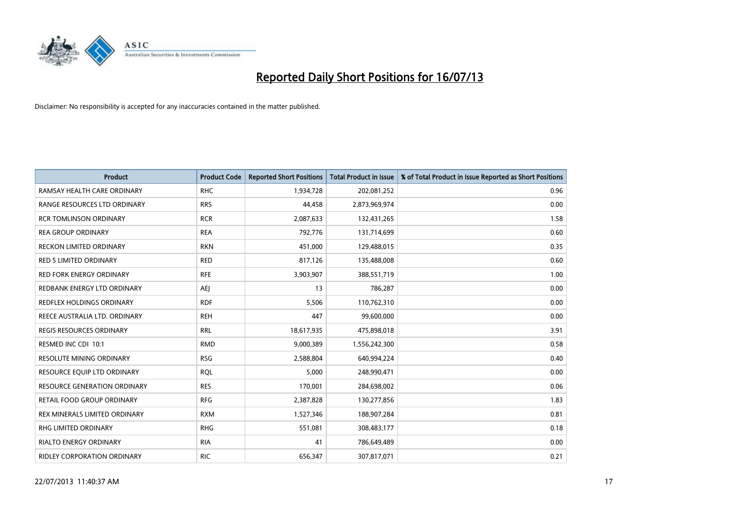# Reported Daily Short Positions for 16/07/13

Disclaimer: No responsibility is accepted for any inaccuracies contained in the matter published.

| Product | Product Code | Reported Short Positions | Total Product in Issue | % of Total Product in Issue Reported as Short Positions |
|---|---|---|---|---|
| RAMSAY HEALTH CARE ORDINARY | RHC | 1,934,728 | 202,081,252 | 0.96 |
| RANGE RESOURCES LTD ORDINARY | RRS | 44,458 | 2,873,969,974 | 0.00 |
| RCR TOMLINSON ORDINARY | RCR | 2,087,633 | 132,431,265 | 1.58 |
| REA GROUP ORDINARY | REA | 792,776 | 131,714,699 | 0.60 |
| RECKON LIMITED ORDINARY | RKN | 451,000 | 129,488,015 | 0.35 |
| RED 5 LIMITED ORDINARY | RED | 817,126 | 135,488,008 | 0.60 |
| RED FORK ENERGY ORDINARY | RFE | 3,903,907 | 388,551,719 | 1.00 |
| REDBANK ENERGY LTD ORDINARY | AEJ | 13 | 786,287 | 0.00 |
| REDFLEX HOLDINGS ORDINARY | RDF | 5,506 | 110,762,310 | 0.00 |
| REECE AUSTRALIA LTD. ORDINARY | REH | 447 | 99,600,000 | 0.00 |
| REGIS RESOURCES ORDINARY | RRL | 18,617,935 | 475,898,018 | 3.91 |
| RESMED INC CDI 10:1 | RMD | 9,000,389 | 1,556,242,300 | 0.58 |
| RESOLUTE MINING ORDINARY | RSG | 2,588,804 | 640,994,224 | 0.40 |
| RESOURCE EQUIP LTD ORDINARY | RQL | 5,000 | 248,990,471 | 0.00 |
| RESOURCE GENERATION ORDINARY | RES | 170,001 | 284,698,002 | 0.06 |
| RETAIL FOOD GROUP ORDINARY | RFG | 2,387,828 | 130,277,856 | 1.83 |
| REX MINERALS LIMITED ORDINARY | RXM | 1,527,346 | 188,907,284 | 0.81 |
| RHG LIMITED ORDINARY | RHG | 551,081 | 308,483,177 | 0.18 |
| RIALTO ENERGY ORDINARY | RIA | 41 | 786,649,489 | 0.00 |
| RIDLEY CORPORATION ORDINARY | RIC | 656,347 | 307,817,071 | 0.21 |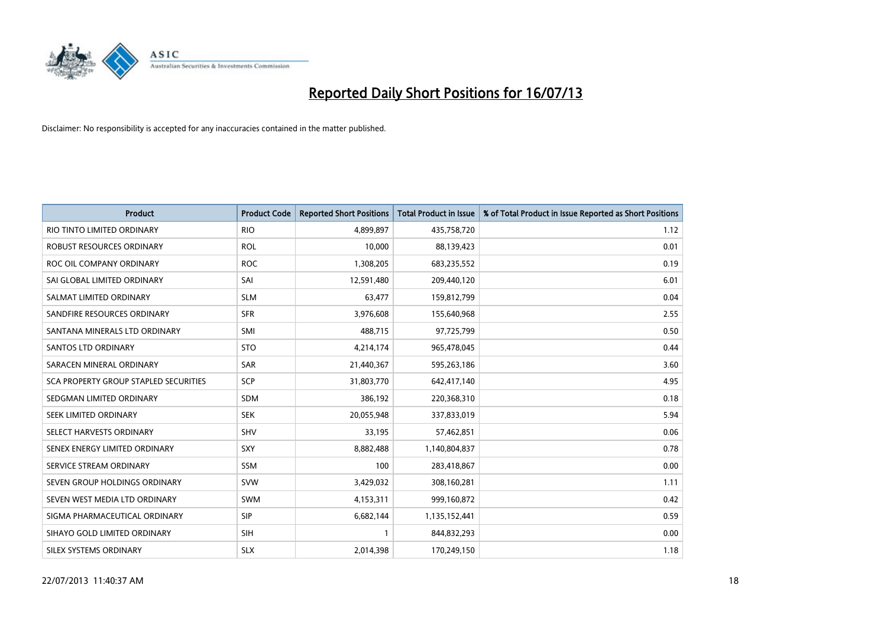# Reported Daily Short Positions for 16/07/13

Disclaimer: No responsibility is accepted for any inaccuracies contained in the matter published.

| Product | Product Code | Reported Short Positions | Total Product in Issue | % of Total Product in Issue Reported as Short Positions |
|---|---|---|---|---|
| RIO TINTO LIMITED ORDINARY | RIO | 4,899,897 | 435,758,720 | 1.12 |
| ROBUST RESOURCES ORDINARY | ROL | 10,000 | 88,139,423 | 0.01 |
| ROC OIL COMPANY ORDINARY | ROC | 1,308,205 | 683,235,552 | 0.19 |
| SAI GLOBAL LIMITED ORDINARY | SAI | 12,591,480 | 209,440,120 | 6.01 |
| SALMAT LIMITED ORDINARY | SLM | 63,477 | 159,812,799 | 0.04 |
| SANDFIRE RESOURCES ORDINARY | SFR | 3,976,608 | 155,640,968 | 2.55 |
| SANTANA MINERALS LTD ORDINARY | SMI | 488,715 | 97,725,799 | 0.50 |
| SANTOS LTD ORDINARY | STO | 4,214,174 | 965,478,045 | 0.44 |
| SARACEN MINERAL ORDINARY | SAR | 21,440,367 | 595,263,186 | 3.60 |
| SCA PROPERTY GROUP STAPLED SECURITIES | SCP | 31,803,770 | 642,417,140 | 4.95 |
| SEDGMAN LIMITED ORDINARY | SDM | 386,192 | 220,368,310 | 0.18 |
| SEEK LIMITED ORDINARY | SEK | 20,055,948 | 337,833,019 | 5.94 |
| SELECT HARVESTS ORDINARY | SHV | 33,195 | 57,462,851 | 0.06 |
| SENEX ENERGY LIMITED ORDINARY | SXY | 8,882,488 | 1,140,804,837 | 0.78 |
| SERVICE STREAM ORDINARY | SSM | 100 | 283,418,867 | 0.00 |
| SEVEN GROUP HOLDINGS ORDINARY | SVW | 3,429,032 | 308,160,281 | 1.11 |
| SEVEN WEST MEDIA LTD ORDINARY | SWM | 4,153,311 | 999,160,872 | 0.42 |
| SIGMA PHARMACEUTICAL ORDINARY | SIP | 6,682,144 | 1,135,152,441 | 0.59 |
| SIHAYO GOLD LIMITED ORDINARY | SIH | 1 | 844,832,293 | 0.00 |
| SILEX SYSTEMS ORDINARY | SLX | 2,014,398 | 170,249,150 | 1.18 |

22/07/2013 11:40:37 AM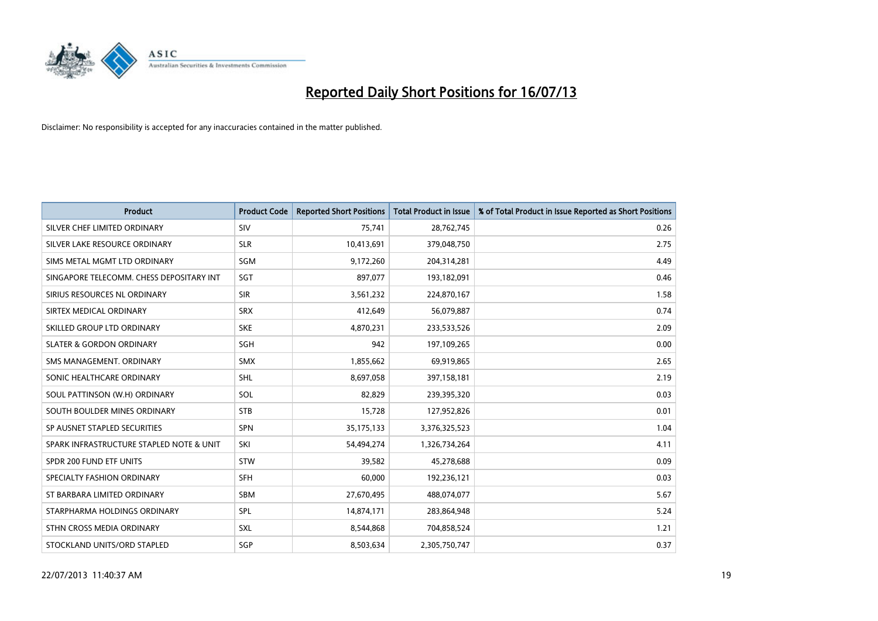# Reported Daily Short Positions for 16/07/13

Disclaimer: No responsibility is accepted for any inaccuracies contained in the matter published.

| Product | Product Code | Reported Short Positions | Total Product in Issue | % of Total Product in Issue Reported as Short Positions |
|---|---|---|---|---|
| SILVER CHEF LIMITED ORDINARY | SIV | 75,741 | 28,762,745 | 0.26 |
| SILVER LAKE RESOURCE ORDINARY | SLR | 10,413,691 | 379,048,750 | 2.75 |
| SIMS METAL MGMT LTD ORDINARY | SGM | 9,172,260 | 204,314,281 | 4.49 |
| SINGAPORE TELECOMM. CHESS DEPOSITARY INT | SGT | 897,077 | 193,182,091 | 0.46 |
| SIRIUS RESOURCES NL ORDINARY | SIR | 3,561,232 | 224,870,167 | 1.58 |
| SIRTEX MEDICAL ORDINARY | SRX | 412,649 | 56,079,887 | 0.74 |
| SKILLED GROUP LTD ORDINARY | SKE | 4,870,231 | 233,533,526 | 2.09 |
| SLATER & GORDON ORDINARY | SGH | 942 | 197,109,265 | 0.00 |
| SMS MANAGEMENT. ORDINARY | SMX | 1,855,662 | 69,919,865 | 2.65 |
| SONIC HEALTHCARE ORDINARY | SHL | 8,697,058 | 397,158,181 | 2.19 |
| SOUL PATTINSON (W.H) ORDINARY | SOL | 82,829 | 239,395,320 | 0.03 |
| SOUTH BOULDER MINES ORDINARY | STB | 15,728 | 127,952,826 | 0.01 |
| SP AUSNET STAPLED SECURITIES | SPN | 35,175,133 | 3,376,325,523 | 1.04 |
| SPARK INFRASTRUCTURE STAPLED NOTE & UNIT | SKI | 54,494,274 | 1,326,734,264 | 4.11 |
| SPDR 200 FUND ETF UNITS | STW | 39,582 | 45,278,688 | 0.09 |
| SPECIALTY FASHION ORDINARY | SFH | 60,000 | 192,236,121 | 0.03 |
| ST BARBARA LIMITED ORDINARY | SBM | 27,670,495 | 488,074,077 | 5.67 |
| STARPHARMA HOLDINGS ORDINARY | SPL | 14,874,171 | 283,864,948 | 5.24 |
| STHN CROSS MEDIA ORDINARY | SXL | 8,544,868 | 704,858,524 | 1.21 |
| STOCKLAND UNITS/ORD STAPLED | SGP | 8,503,634 | 2,305,750,747 | 0.37 |

22/07/2013 11:40:37 AM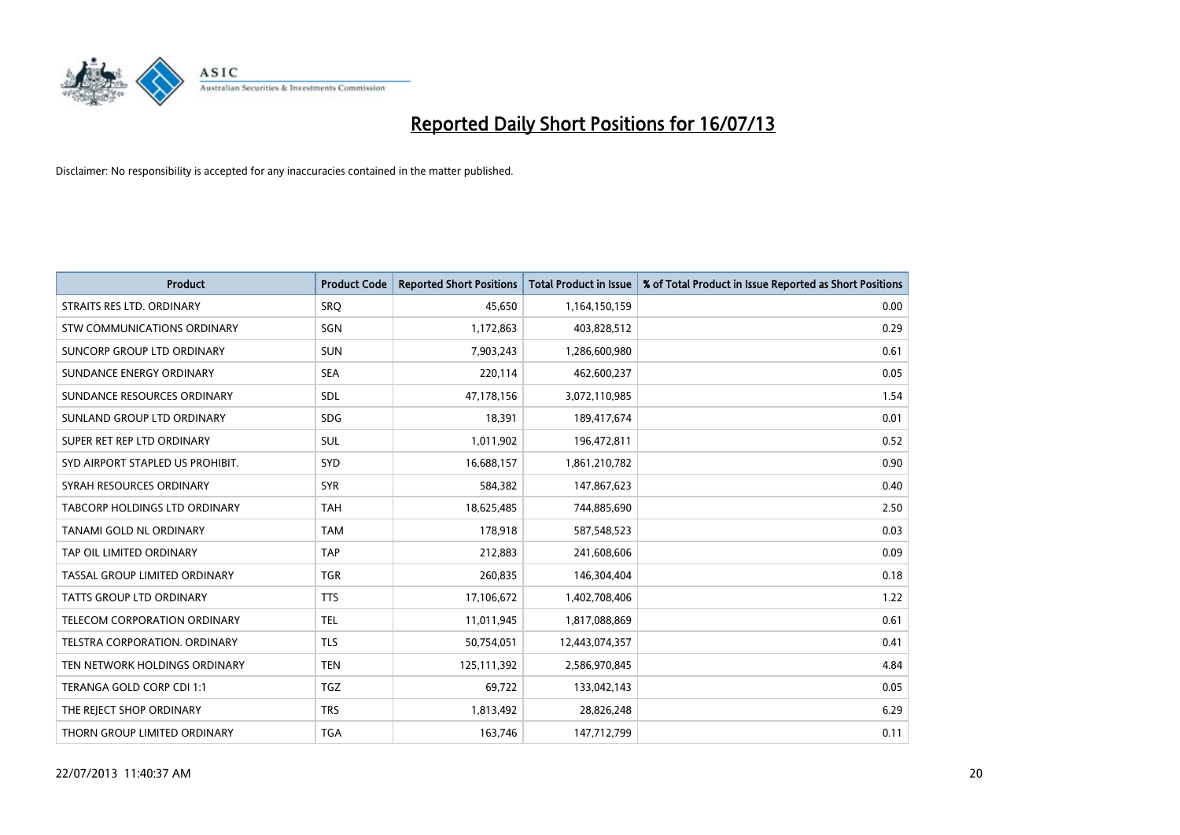# Reported Daily Short Positions for 16/07/13

Disclaimer: No responsibility is accepted for any inaccuracies contained in the matter published.

| Product | Product Code | Reported Short Positions | Total Product in Issue | % of Total Product in Issue Reported as Short Positions |
|---|---|---|---|---|
| STRAITS RES LTD. ORDINARY | SRQ | 45,650 | 1,164,150,159 | 0.00 |
| STW COMMUNICATIONS ORDINARY | SGN | 1,172,863 | 403,828,512 | 0.29 |
| SUNCORP GROUP LTD ORDINARY | SUN | 7,903,243 | 1,286,600,980 | 0.61 |
| SUNDANCE ENERGY ORDINARY | SEA | 220,114 | 462,600,237 | 0.05 |
| SUNDANCE RESOURCES ORDINARY | SDL | 47,178,156 | 3,072,110,985 | 1.54 |
| SUNLAND GROUP LTD ORDINARY | SDG | 18,391 | 189,417,674 | 0.01 |
| SUPER RET REP LTD ORDINARY | SUL | 1,011,902 | 196,472,811 | 0.52 |
| SYD AIRPORT STAPLED US PROHIBIT. | SYD | 16,688,157 | 1,861,210,782 | 0.90 |
| SYRAH RESOURCES ORDINARY | SYR | 584,382 | 147,867,623 | 0.40 |
| TABCORP HOLDINGS LTD ORDINARY | TAH | 18,625,485 | 744,885,690 | 2.50 |
| TANAMI GOLD NL ORDINARY | TAM | 178,918 | 587,548,523 | 0.03 |
| TAP OIL LIMITED ORDINARY | TAP | 212,883 | 241,608,606 | 0.09 |
| TASSAL GROUP LIMITED ORDINARY | TGR | 260,835 | 146,304,404 | 0.18 |
| TATTS GROUP LTD ORDINARY | TTS | 17,106,672 | 1,402,708,406 | 1.22 |
| TELECOM CORPORATION ORDINARY | TEL | 11,011,945 | 1,817,088,869 | 0.61 |
| TELSTRA CORPORATION. ORDINARY | TLS | 50,754,051 | 12,443,074,357 | 0.41 |
| TEN NETWORK HOLDINGS ORDINARY | TEN | 125,111,392 | 2,586,970,845 | 4.84 |
| TERANGA GOLD CORP CDI 1:1 | TGZ | 69,722 | 133,042,143 | 0.05 |
| THE REJECT SHOP ORDINARY | TRS | 1,813,492 | 28,826,248 | 6.29 |
| THORN GROUP LIMITED ORDINARY | TGA | 163,746 | 147,712,799 | 0.11 |

22/07/2013 11:40:37 AM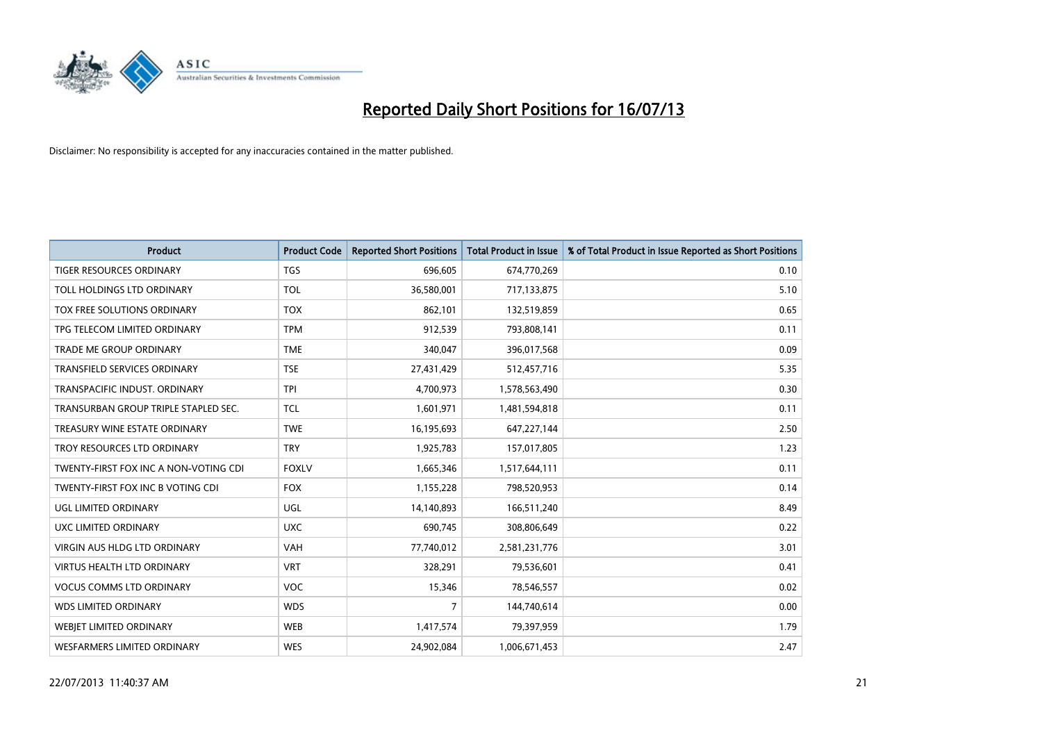# Reported Daily Short Positions for 16/07/13

Disclaimer: No responsibility is accepted for any inaccuracies contained in the matter published.

| Product | Product Code | Reported Short Positions | Total Product in Issue | % of Total Product in Issue Reported as Short Positions |
|---|---|---|---|---|
| TIGER RESOURCES ORDINARY | TGS | 696,605 | 674,770,269 | 0.10 |
| TOLL HOLDINGS LTD ORDINARY | TOL | 36,580,001 | 717,133,875 | 5.10 |
| TOX FREE SOLUTIONS ORDINARY | TOX | 862,101 | 132,519,859 | 0.65 |
| TPG TELECOM LIMITED ORDINARY | TPM | 912,539 | 793,808,141 | 0.11 |
| TRADE ME GROUP ORDINARY | TME | 340,047 | 396,017,568 | 0.09 |
| TRANSFIELD SERVICES ORDINARY | TSE | 27,431,429 | 512,457,716 | 5.35 |
| TRANSPACIFIC INDUST. ORDINARY | TPI | 4,700,973 | 1,578,563,490 | 0.30 |
| TRANSURBAN GROUP TRIPLE STAPLED SEC. | TCL | 1,601,971 | 1,481,594,818 | 0.11 |
| TREASURY WINE ESTATE ORDINARY | TWE | 16,195,693 | 647,227,144 | 2.50 |
| TROY RESOURCES LTD ORDINARY | TRY | 1,925,783 | 157,017,805 | 1.23 |
| TWENTY-FIRST FOX INC A NON-VOTING CDI | FOXLV | 1,665,346 | 1,517,644,111 | 0.11 |
| TWENTY-FIRST FOX INC B VOTING CDI | FOX | 1,155,228 | 798,520,953 | 0.14 |
| UGL LIMITED ORDINARY | UGL | 14,140,893 | 166,511,240 | 8.49 |
| UXC LIMITED ORDINARY | UXC | 690,745 | 308,806,649 | 0.22 |
| VIRGIN AUS HLDG LTD ORDINARY | VAH | 77,740,012 | 2,581,231,776 | 3.01 |
| VIRTUS HEALTH LTD ORDINARY | VRT | 328,291 | 79,536,601 | 0.41 |
| VOCUS COMMS LTD ORDINARY | VOC | 15,346 | 78,546,557 | 0.02 |
| WDS LIMITED ORDINARY | WDS | 7 | 144,740,614 | 0.00 |
| WEBJET LIMITED ORDINARY | WEB | 1,417,574 | 79,397,959 | 1.79 |
| WESFARMERS LIMITED ORDINARY | WES | 24,902,084 | 1,006,671,453 | 2.47 |

22/07/2013 11:40:37 AM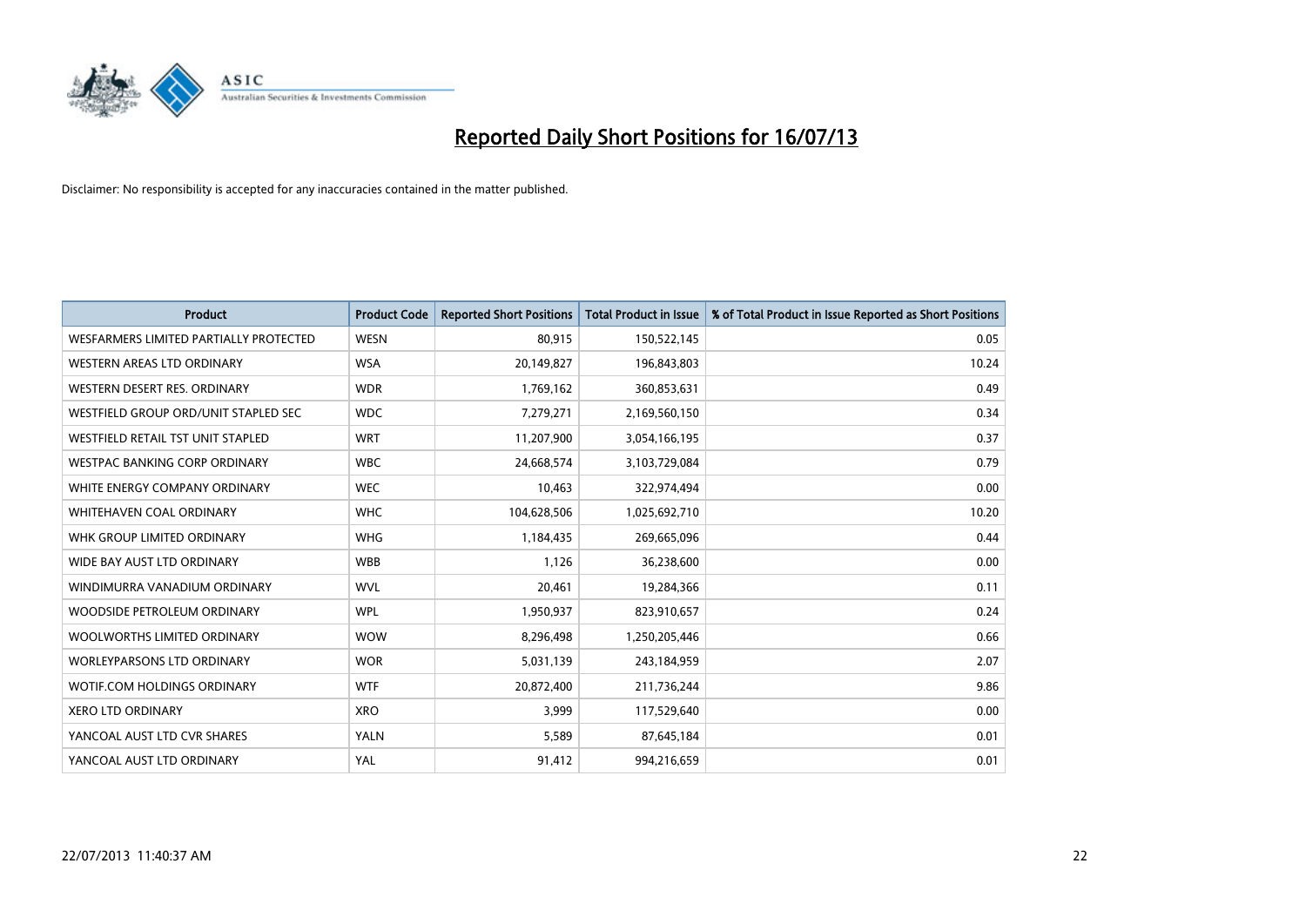# Reported Daily Short Positions for 16/07/13

Disclaimer: No responsibility is accepted for any inaccuracies contained in the matter published.

| Product | Product Code | Reported Short Positions | Total Product in Issue | % of Total Product in Issue Reported as Short Positions |
|---|---|---|---|---|
| WESFARMERS LIMITED PARTIALLY PROTECTED | WESN | 80,915 | 150,522,145 | 0.05 |
| WESTERN AREAS LTD ORDINARY | WSA | 20,149,827 | 196,843,803 | 10.24 |
| WESTERN DESERT RES. ORDINARY | WDR | 1,769,162 | 360,853,631 | 0.49 |
| WESTFIELD GROUP ORD/UNIT STAPLED SEC | WDC | 7,279,271 | 2,169,560,150 | 0.34 |
| WESTFIELD RETAIL TST UNIT STAPLED | WRT | 11,207,900 | 3,054,166,195 | 0.37 |
| WESTPAC BANKING CORP ORDINARY | WBC | 24,668,574 | 3,103,729,084 | 0.79 |
| WHITE ENERGY COMPANY ORDINARY | WEC | 10,463 | 322,974,494 | 0.00 |
| WHITEHAVEN COAL ORDINARY | WHC | 104,628,506 | 1,025,692,710 | 10.20 |
| WHK GROUP LIMITED ORDINARY | WHG | 1,184,435 | 269,665,096 | 0.44 |
| WIDE BAY AUST LTD ORDINARY | WBB | 1,126 | 36,238,600 | 0.00 |
| WINDIMURRA VANADIUM ORDINARY | WVL | 20,461 | 19,284,366 | 0.11 |
| WOODSIDE PETROLEUM ORDINARY | WPL | 1,950,937 | 823,910,657 | 0.24 |
| WOOLWORTHS LIMITED ORDINARY | WOW | 8,296,498 | 1,250,205,446 | 0.66 |
| WORLEYPARSONS LTD ORDINARY | WOR | 5,031,139 | 243,184,959 | 2.07 |
| WOTIF.COM HOLDINGS ORDINARY | WTF | 20,872,400 | 211,736,244 | 9.86 |
| XERO LTD ORDINARY | XRO | 3,999 | 117,529,640 | 0.00 |
| YANCOAL AUST LTD CVR SHARES | YALN | 5,589 | 87,645,184 | 0.01 |
| YANCOAL AUST LTD ORDINARY | YAL | 91,412 | 994,216,659 | 0.01 |

22/07/2013 11:40:37 AM